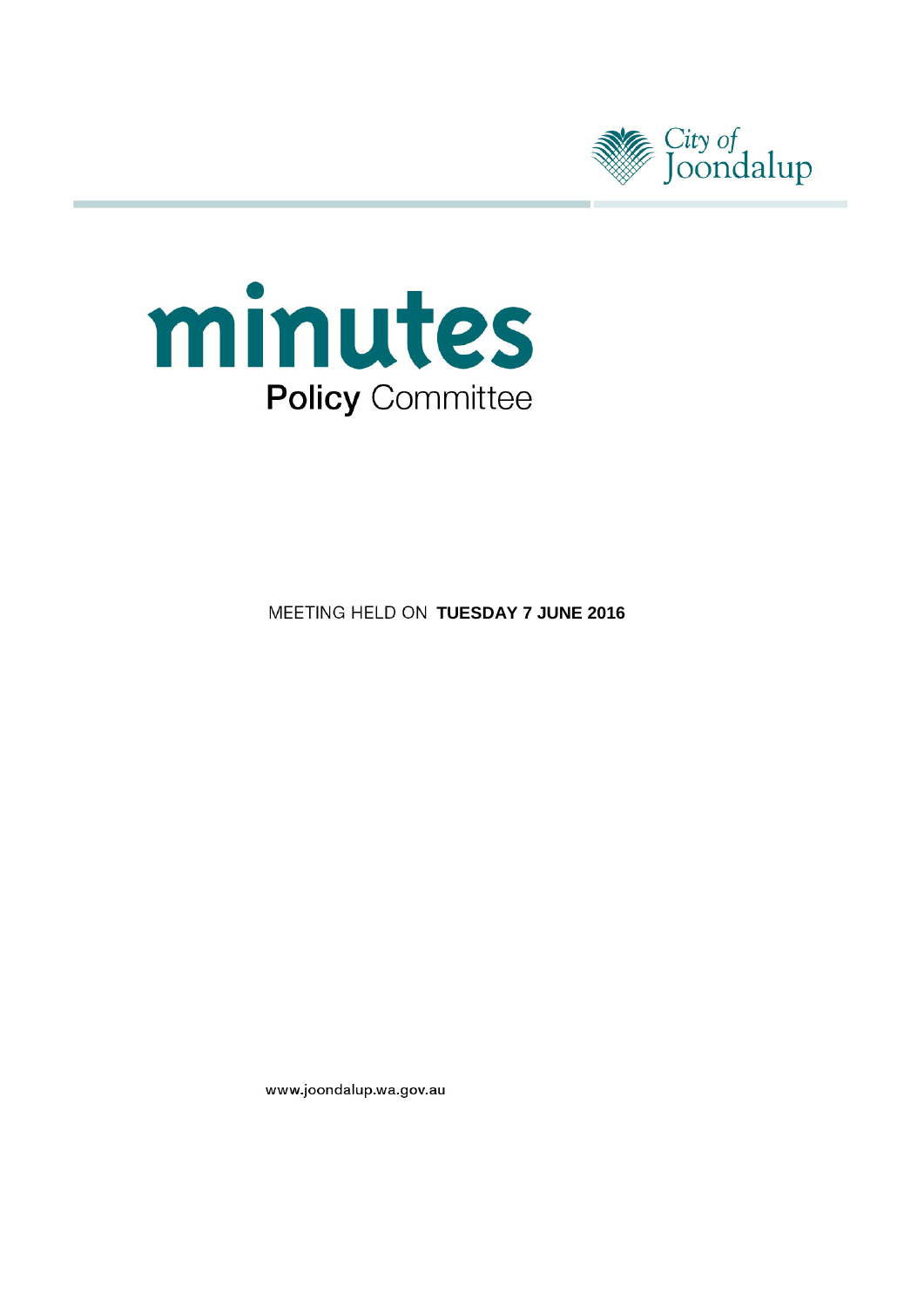City of Joondalup

# minutes

## Policy Committee

MEETING HELD ON **TUESDAY 7 JUNE 2016**

www.joondalup.wa.gov.au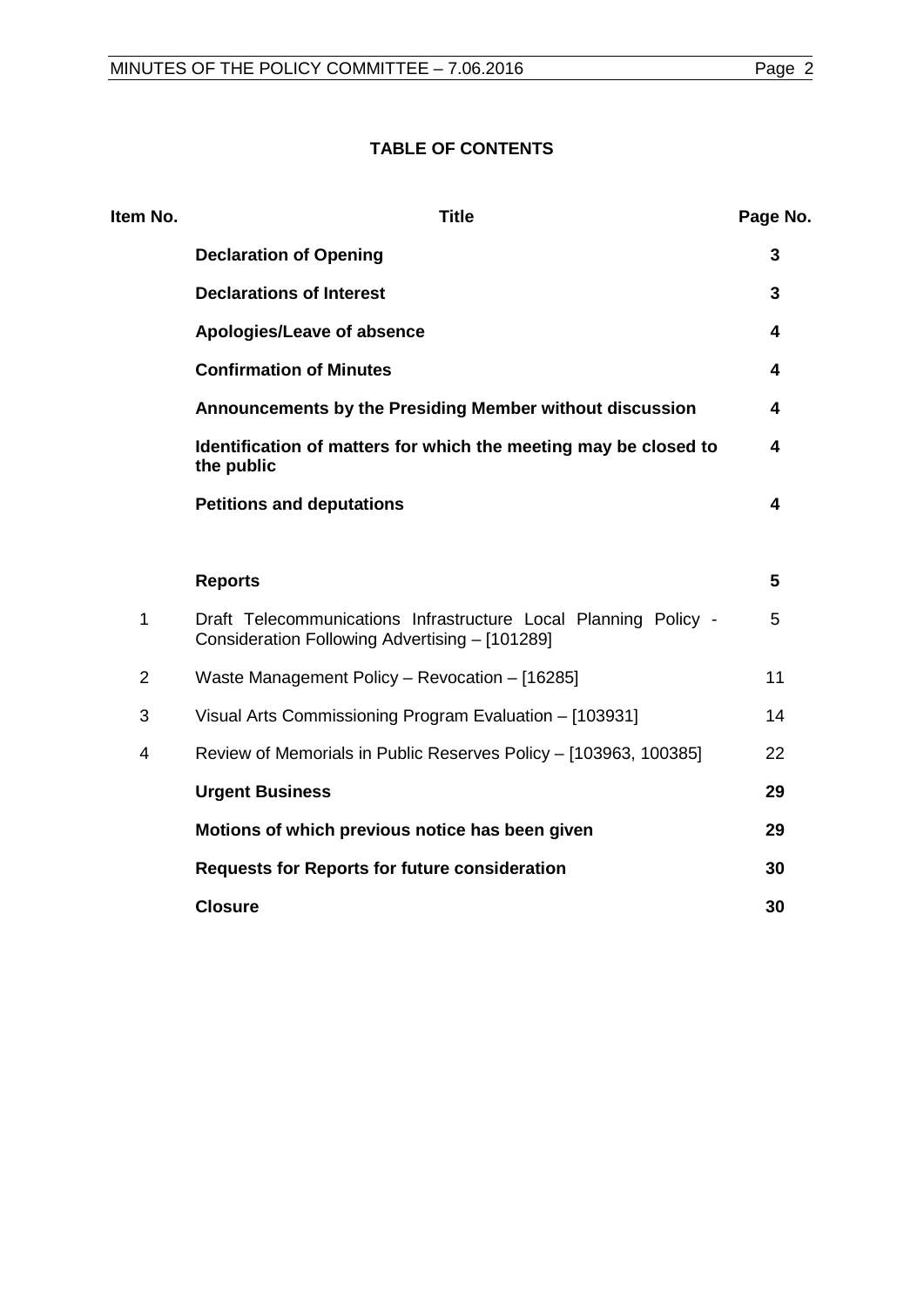## TABLE OF CONTENTS

| Item No. | Title | Page No. |
| --- | --- | --- |
| | **Declaration of Opening** | **3** |
| | **Declarations of Interest** | **3** |
| | **Apologies/Leave of absence** | **4** |
| | **Confirmation of Minutes** | **4** |
| | **Announcements by the Presiding Member without discussion** | **4** |
| | **Identification of matters for which the meeting may be closed to the public** | **4** |
| | **Petitions and deputations** | **4** |
| | **Reports** | **5** |
| 1 | Draft Telecommunications Infrastructure Local Planning Policy - Consideration Following Advertising – [101289] | 5 |
| 2 | Waste Management Policy – Revocation – [16285] | 11 |
| 3 | Visual Arts Commissioning Program Evaluation – [103931] | 14 |
| 4 | Review of Memorials in Public Reserves Policy – [103963, 100385] | 22 |
| | **Urgent Business** | **29** |
| | **Motions of which previous notice has been given** | **29** |
| | **Requests for Reports for future consideration** | **30** |
| | **Closure** | **30** |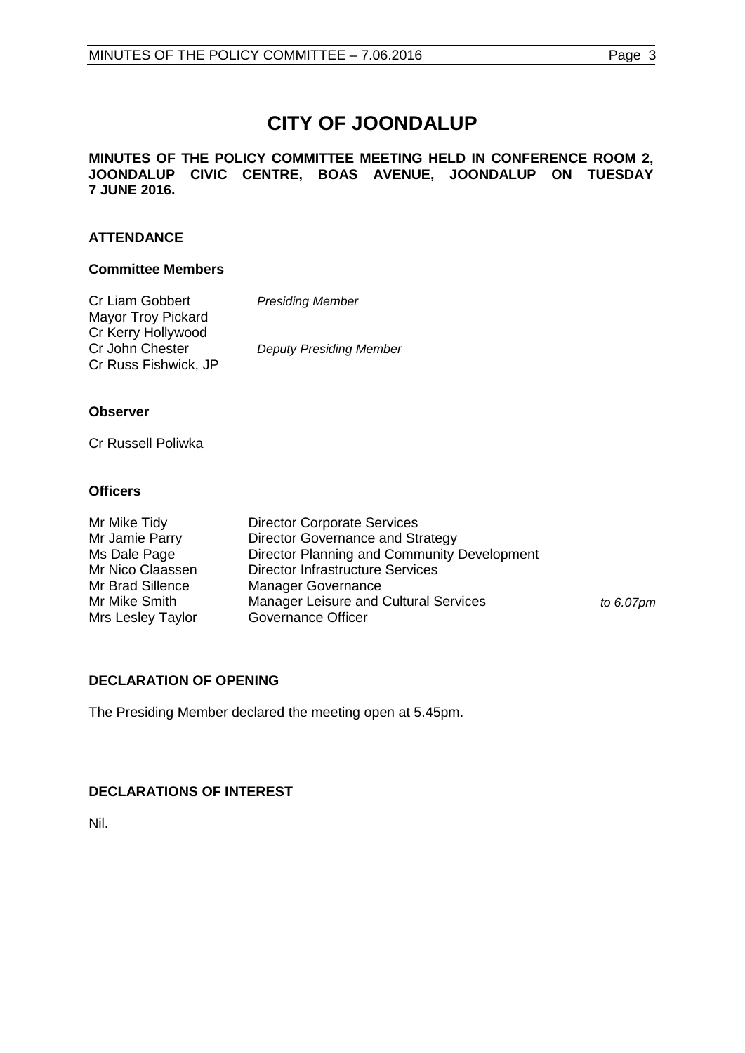# CITY OF JOONDALUP

**MINUTES OF THE POLICY COMMITTEE MEETING HELD IN CONFERENCE ROOM 2, JOONDALUP CIVIC CENTRE, BOAS AVENUE, JOONDALUP ON TUESDAY 7 JUNE 2016.**

## ATTENDANCE

### Committee Members

| | |
|---|---|
| Cr Liam Gobbert | *Presiding Member* |
| Mayor Troy Pickard | |
| Cr Kerry Hollywood | |
| Cr John Chester | *Deputy Presiding Member* |
| Cr Russ Fishwick, JP | |

### Observer

Cr Russell Poliwka

### Officers

| | | |
|---|---|---|
| Mr Mike Tidy | Director Corporate Services | |
| Mr Jamie Parry | Director Governance and Strategy | |
| Ms Dale Page | Director Planning and Community Development | |
| Mr Nico Claassen | Director Infrastructure Services | |
| Mr Brad Sillence | Manager Governance | |
| Mr Mike Smith | Manager Leisure and Cultural Services | *to 6.07pm* |
| Mrs Lesley Taylor | Governance Officer | |

## DECLARATION OF OPENING

The Presiding Member declared the meeting open at 5.45pm.

## DECLARATIONS OF INTEREST

Nil.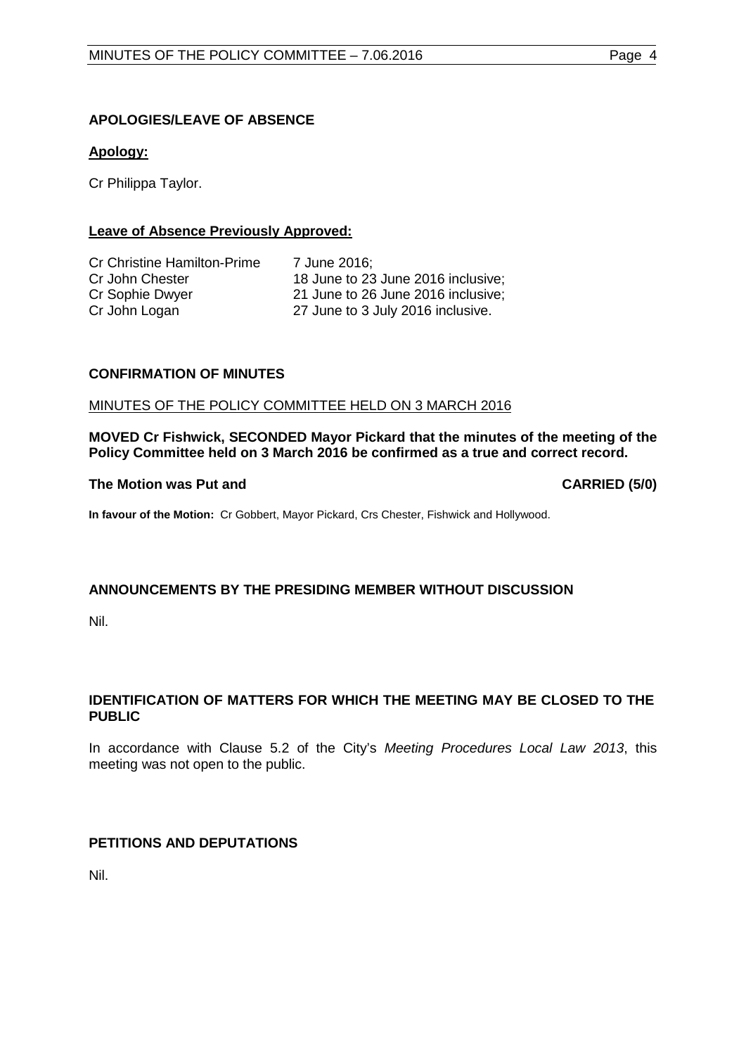## APOLOGIES/LEAVE OF ABSENCE

**Apology:**

Cr Philippa Taylor.

**Leave of Absence Previously Approved:**

| | |
|---|---|
| Cr Christine Hamilton-Prime | 7 June 2016; |
| Cr John Chester | 18 June to 23 June 2016 inclusive; |
| Cr Sophie Dwyer | 21 June to 26 June 2016 inclusive; |
| Cr John Logan | 27 June to 3 July 2016 inclusive. |

## CONFIRMATION OF MINUTES

MINUTES OF THE POLICY COMMITTEE HELD ON 3 MARCH 2016

**MOVED Cr Fishwick, SECONDED Mayor Pickard that the minutes of the meeting of the Policy Committee held on 3 March 2016 be confirmed as a true and correct record.**

**The Motion was Put and CARRIED (5/0)**

**In favour of the Motion:** Cr Gobbert, Mayor Pickard, Crs Chester, Fishwick and Hollywood.

## ANNOUNCEMENTS BY THE PRESIDING MEMBER WITHOUT DISCUSSION

Nil.

## IDENTIFICATION OF MATTERS FOR WHICH THE MEETING MAY BE CLOSED TO THE PUBLIC

In accordance with Clause 5.2 of the City's *Meeting Procedures Local Law 2013*, this meeting was not open to the public.

## PETITIONS AND DEPUTATIONS

Nil.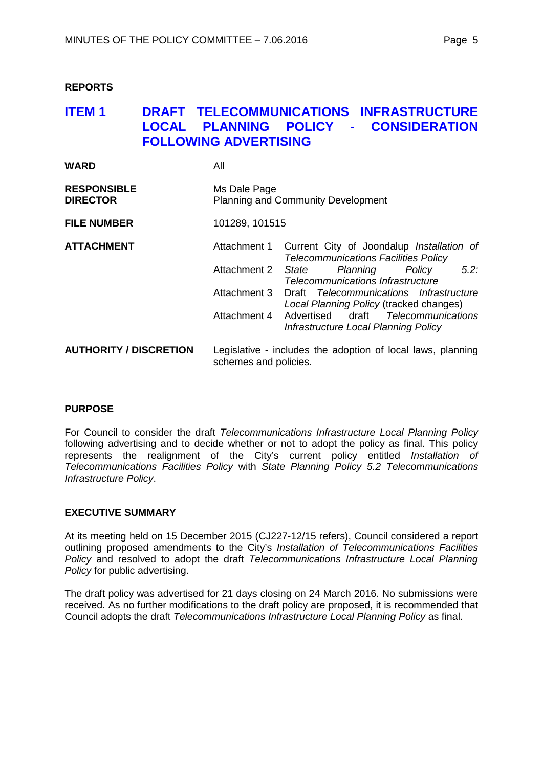## REPORTS

## ITEM 1 DRAFT TELECOMMUNICATIONS INFRASTRUCTURE LOCAL PLANNING POLICY - CONSIDERATION FOLLOWING ADVERTISING

| | |
|---|---|
| **WARD** | All |
| **RESPONSIBLE DIRECTOR** | Ms Dale Page<br>Planning and Community Development |
| **FILE NUMBER** | 101289, 101515 |
| **ATTACHMENT** | Attachment 1 Current City of Joondalup *Installation of Telecommunications Facilities Policy*<br>Attachment 2 *State Planning Policy 5.2: Telecommunications Infrastructure*<br>Attachment 3 Draft *Telecommunications Infrastructure Local Planning Policy* (tracked changes)<br>Attachment 4 Advertised draft *Telecommunications Infrastructure Local Planning Policy* |
| **AUTHORITY / DISCRETION** | Legislative - includes the adoption of local laws, planning schemes and policies. |

### PURPOSE

For Council to consider the draft *Telecommunications Infrastructure Local Planning Policy* following advertising and to decide whether or not to adopt the policy as final. This policy represents the realignment of the City's current policy entitled *Installation of Telecommunications Facilities Policy* with *State Planning Policy 5.2 Telecommunications Infrastructure Policy*.

### EXECUTIVE SUMMARY

At its meeting held on 15 December 2015 (CJ227-12/15 refers), Council considered a report outlining proposed amendments to the City's *Installation of Telecommunications Facilities Policy* and resolved to adopt the draft *Telecommunications Infrastructure Local Planning Policy* for public advertising.

The draft policy was advertised for 21 days closing on 24 March 2016. No submissions were received. As no further modifications to the draft policy are proposed, it is recommended that Council adopts the draft *Telecommunications Infrastructure Local Planning Policy* as final.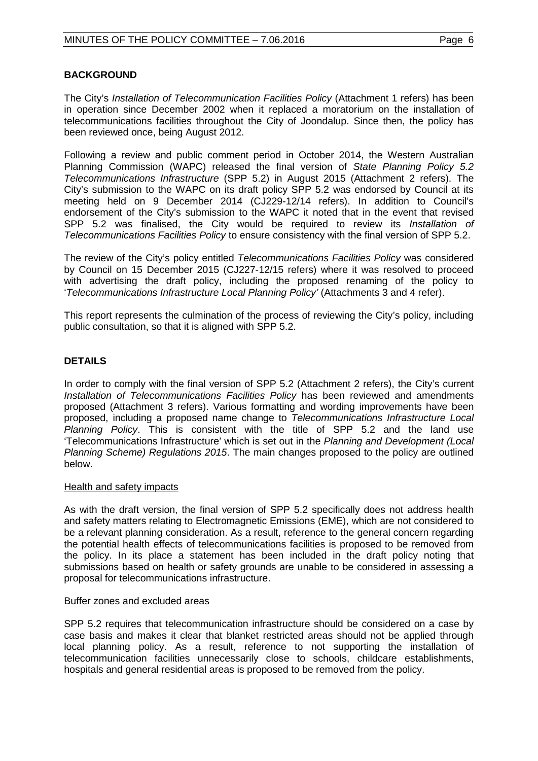## BACKGROUND

The City's *Installation of Telecommunication Facilities Policy* (Attachment 1 refers) has been in operation since December 2002 when it replaced a moratorium on the installation of telecommunications facilities throughout the City of Joondalup. Since then, the policy has been reviewed once, being August 2012.

Following a review and public comment period in October 2014, the Western Australian Planning Commission (WAPC) released the final version of *State Planning Policy 5.2 Telecommunications Infrastructure* (SPP 5.2) in August 2015 (Attachment 2 refers). The City's submission to the WAPC on its draft policy SPP 5.2 was endorsed by Council at its meeting held on 9 December 2014 (CJ229-12/14 refers). In addition to Council's endorsement of the City's submission to the WAPC it noted that in the event that revised SPP 5.2 was finalised, the City would be required to review its *Installation of Telecommunications Facilities Policy* to ensure consistency with the final version of SPP 5.2.

The review of the City's policy entitled *Telecommunications Facilities Policy* was considered by Council on 15 December 2015 (CJ227-12/15 refers) where it was resolved to proceed with advertising the draft policy, including the proposed renaming of the policy to '*Telecommunications Infrastructure Local Planning Policy'* (Attachments 3 and 4 refer).

This report represents the culmination of the process of reviewing the City's policy, including public consultation, so that it is aligned with SPP 5.2.

## DETAILS

In order to comply with the final version of SPP 5.2 (Attachment 2 refers), the City's current *Installation of Telecommunications Facilities Policy* has been reviewed and amendments proposed (Attachment 3 refers). Various formatting and wording improvements have been proposed, including a proposed name change to *Telecommunications Infrastructure Local Planning Policy*. This is consistent with the title of SPP 5.2 and the land use 'Telecommunications Infrastructure' which is set out in the *Planning and Development (Local Planning Scheme) Regulations 2015*. The main changes proposed to the policy are outlined below.

### Health and safety impacts

As with the draft version, the final version of SPP 5.2 specifically does not address health and safety matters relating to Electromagnetic Emissions (EME), which are not considered to be a relevant planning consideration. As a result, reference to the general concern regarding the potential health effects of telecommunications facilities is proposed to be removed from the policy. In its place a statement has been included in the draft policy noting that submissions based on health or safety grounds are unable to be considered in assessing a proposal for telecommunications infrastructure.

### Buffer zones and excluded areas

SPP 5.2 requires that telecommunication infrastructure should be considered on a case by case basis and makes it clear that blanket restricted areas should not be applied through local planning policy. As a result, reference to not supporting the installation of telecommunication facilities unnecessarily close to schools, childcare establishments, hospitals and general residential areas is proposed to be removed from the policy.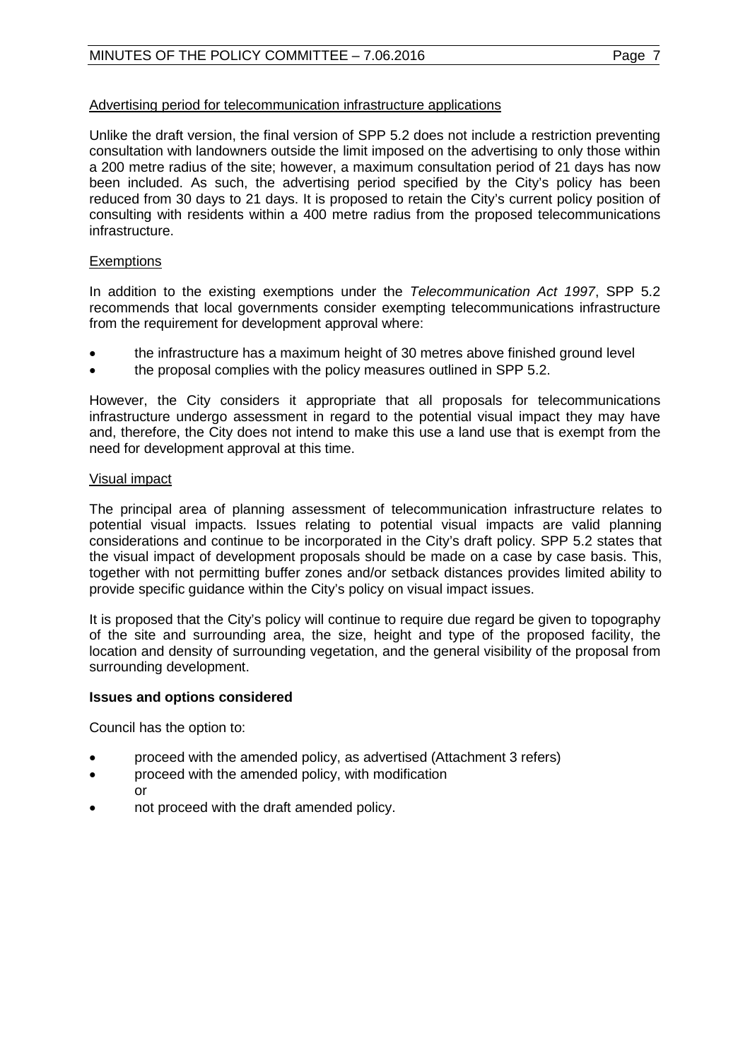<u>Advertising period for telecommunication infrastructure applications</u>

Unlike the draft version, the final version of SPP 5.2 does not include a restriction preventing consultation with landowners outside the limit imposed on the advertising to only those within a 200 metre radius of the site; however, a maximum consultation period of 21 days has now been included. As such, the advertising period specified by the City's policy has been reduced from 30 days to 21 days. It is proposed to retain the City's current policy position of consulting with residents within a 400 metre radius from the proposed telecommunications infrastructure.

<u>Exemptions</u>

In addition to the existing exemptions under the *Telecommunication Act 1997*, SPP 5.2 recommends that local governments consider exempting telecommunications infrastructure from the requirement for development approval where:

- the infrastructure has a maximum height of 30 metres above finished ground level
- the proposal complies with the policy measures outlined in SPP 5.2.

However, the City considers it appropriate that all proposals for telecommunications infrastructure undergo assessment in regard to the potential visual impact they may have and, therefore, the City does not intend to make this use a land use that is exempt from the need for development approval at this time.

<u>Visual impact</u>

The principal area of planning assessment of telecommunication infrastructure relates to potential visual impacts. Issues relating to potential visual impacts are valid planning considerations and continue to be incorporated in the City's draft policy. SPP 5.2 states that the visual impact of development proposals should be made on a case by case basis. This, together with not permitting buffer zones and/or setback distances provides limited ability to provide specific guidance within the City's policy on visual impact issues.

It is proposed that the City's policy will continue to require due regard be given to topography of the site and surrounding area, the size, height and type of the proposed facility, the location and density of surrounding vegetation, and the general visibility of the proposal from surrounding development.

**Issues and options considered**

Council has the option to:

- proceed with the amended policy, as advertised (Attachment 3 refers)
- proceed with the amended policy, with modification
  
  or
- not proceed with the draft amended policy.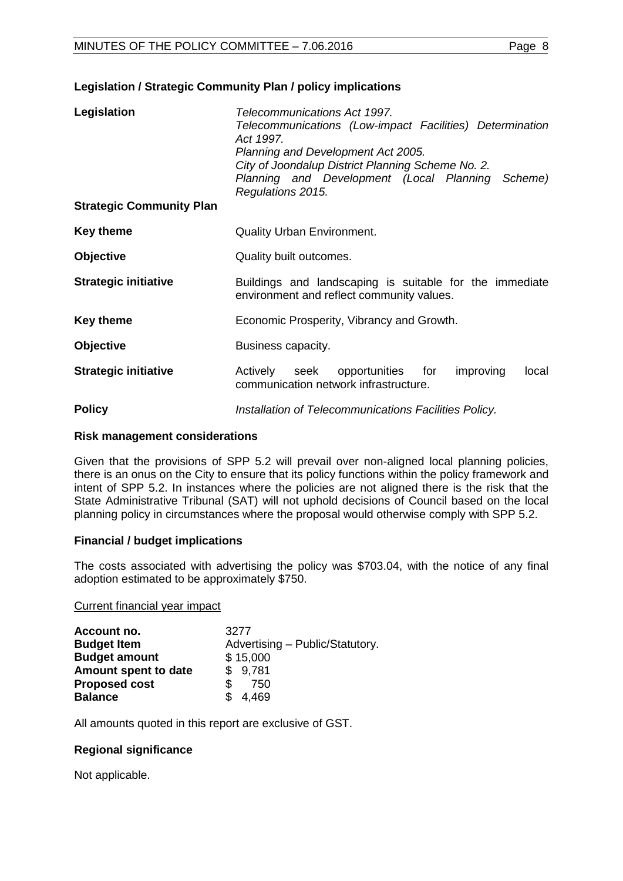**Legislation / Strategic Community Plan / policy implications**

| | |
|---|---|
| **Legislation** | *Telecommunications Act 1997.*<br>*Telecommunications (Low-impact Facilities) Determination Act 1997.*<br>*Planning and Development Act 2005.*<br>*City of Joondalup District Planning Scheme No. 2.*<br>*Planning and Development (Local Planning Scheme) Regulations 2015.* |
| **Strategic Community Plan** | |
| **Key theme** | Quality Urban Environment. |
| **Objective** | Quality built outcomes. |
| **Strategic initiative** | Buildings and landscaping is suitable for the immediate environment and reflect community values. |
| **Key theme** | Economic Prosperity, Vibrancy and Growth. |
| **Objective** | Business capacity. |
| **Strategic initiative** | Actively seek opportunities for improving local communication network infrastructure. |
| **Policy** | *Installation of Telecommunications Facilities Policy.* |

**Risk management considerations**

Given that the provisions of SPP 5.2 will prevail over non-aligned local planning policies, there is an onus on the City to ensure that its policy functions within the policy framework and intent of SPP 5.2. In instances where the policies are not aligned there is the risk that the State Administrative Tribunal (SAT) will not uphold decisions of Council based on the local planning policy in circumstances where the proposal would otherwise comply with SPP 5.2.

**Financial / budget implications**

The costs associated with advertising the policy was $703.04, with the notice of any final adoption estimated to be approximately $750.

Current financial year impact

| | |
|---|---|
| **Account no.** | 3277 |
| **Budget Item** | Advertising – Public/Statutory. |
| **Budget amount** | $ 15,000 |
| **Amount spent to date** | $ 9,781 |
| **Proposed cost** | $ 750 |
| **Balance** | $ 4,469 |

All amounts quoted in this report are exclusive of GST.

**Regional significance**

Not applicable.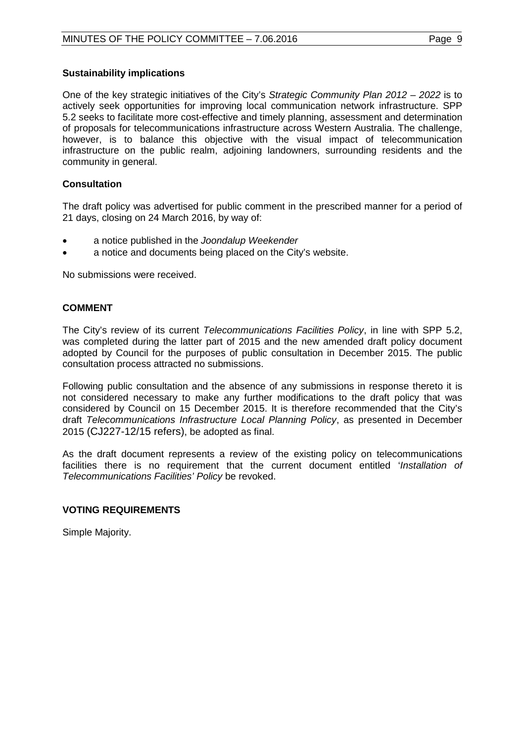**Sustainability implications**

One of the key strategic initiatives of the City's *Strategic Community Plan 2012 – 2022* is to actively seek opportunities for improving local communication network infrastructure. SPP 5.2 seeks to facilitate more cost-effective and timely planning, assessment and determination of proposals for telecommunications infrastructure across Western Australia. The challenge, however, is to balance this objective with the visual impact of telecommunication infrastructure on the public realm, adjoining landowners, surrounding residents and the community in general.

**Consultation**

The draft policy was advertised for public comment in the prescribed manner for a period of 21 days, closing on 24 March 2016, by way of:

- a notice published in the *Joondalup Weekender*
- a notice and documents being placed on the City's website.

No submissions were received.

**COMMENT**

The City's review of its current *Telecommunications Facilities Policy*, in line with SPP 5.2, was completed during the latter part of 2015 and the new amended draft policy document adopted by Council for the purposes of public consultation in December 2015. The public consultation process attracted no submissions.

Following public consultation and the absence of any submissions in response thereto it is not considered necessary to make any further modifications to the draft policy that was considered by Council on 15 December 2015. It is therefore recommended that the City's draft *Telecommunications Infrastructure Local Planning Policy*, as presented in December 2015 (CJ227-12/15 refers), be adopted as final.

As the draft document represents a review of the existing policy on telecommunications facilities there is no requirement that the current document entitled '*Installation of Telecommunications Facilities' Policy* be revoked.

**VOTING REQUIREMENTS**

Simple Majority.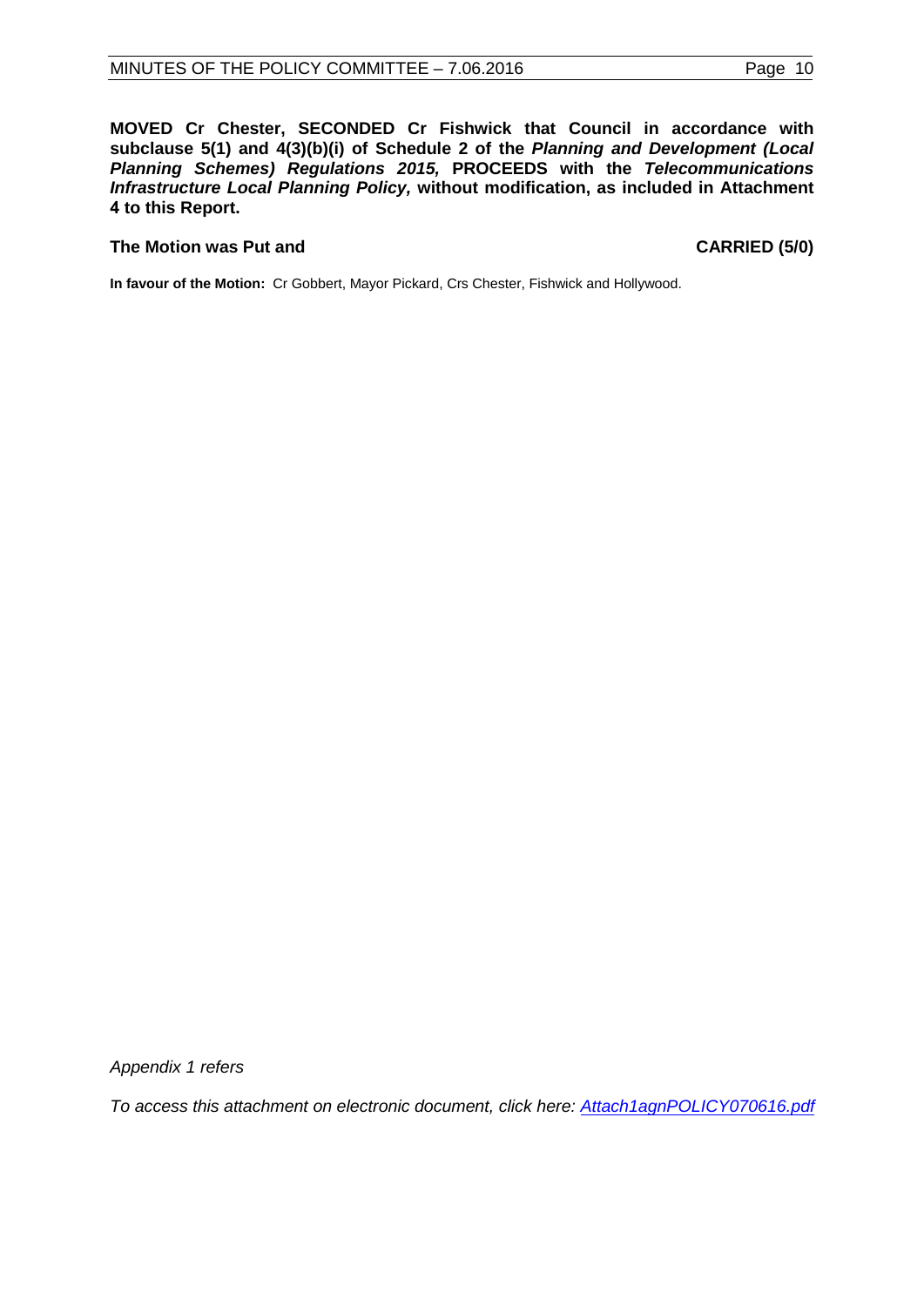**MOVED Cr Chester, SECONDED Cr Fishwick that Council in accordance with subclause 5(1) and 4(3)(b)(i) of Schedule 2 of the *Planning and Development (Local Planning Schemes) Regulations 2015,* PROCEEDS with the *Telecommunications Infrastructure Local Planning Policy,* without modification, as included in Attachment 4 to this Report.**

**The Motion was Put and CARRIED (5/0)**

**In favour of the Motion:** Cr Gobbert, Mayor Pickard, Crs Chester, Fishwick and Hollywood.

*Appendix 1 refers*

*To access this attachment on electronic document, click here: Attach1agnPOLICY070616.pdf*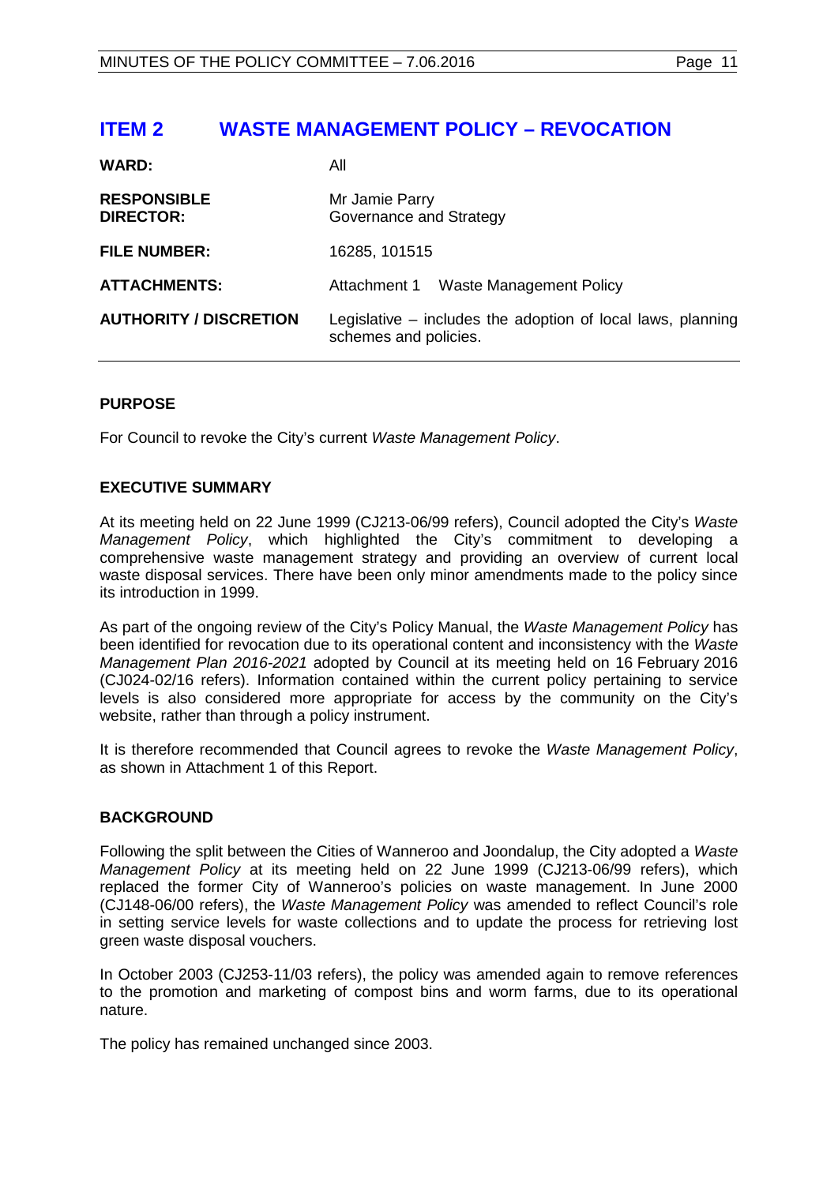# ITEM 2 WASTE MANAGEMENT POLICY – REVOCATION

| | |
|---|---|
| **WARD:** | All |
| **RESPONSIBLE DIRECTOR:** | Mr Jamie Parry<br>Governance and Strategy |
| **FILE NUMBER:** | 16285, 101515 |
| **ATTACHMENTS:** | Attachment 1 Waste Management Policy |
| **AUTHORITY / DISCRETION** | Legislative – includes the adoption of local laws, planning schemes and policies. |

## PURPOSE

For Council to revoke the City's current *Waste Management Policy*.

## EXECUTIVE SUMMARY

At its meeting held on 22 June 1999 (CJ213-06/99 refers), Council adopted the City's *Waste Management Policy*, which highlighted the City's commitment to developing a comprehensive waste management strategy and providing an overview of current local waste disposal services. There have been only minor amendments made to the policy since its introduction in 1999.

As part of the ongoing review of the City's Policy Manual, the *Waste Management Policy* has been identified for revocation due to its operational content and inconsistency with the *Waste Management Plan 2016-2021* adopted by Council at its meeting held on 16 February 2016 (CJ024-02/16 refers). Information contained within the current policy pertaining to service levels is also considered more appropriate for access by the community on the City's website, rather than through a policy instrument.

It is therefore recommended that Council agrees to revoke the *Waste Management Policy*, as shown in Attachment 1 of this Report.

## BACKGROUND

Following the split between the Cities of Wanneroo and Joondalup, the City adopted a *Waste Management Policy* at its meeting held on 22 June 1999 (CJ213-06/99 refers), which replaced the former City of Wanneroo's policies on waste management. In June 2000 (CJ148-06/00 refers), the *Waste Management Policy* was amended to reflect Council's role in setting service levels for waste collections and to update the process for retrieving lost green waste disposal vouchers.

In October 2003 (CJ253-11/03 refers), the policy was amended again to remove references to the promotion and marketing of compost bins and worm farms, due to its operational nature.

The policy has remained unchanged since 2003.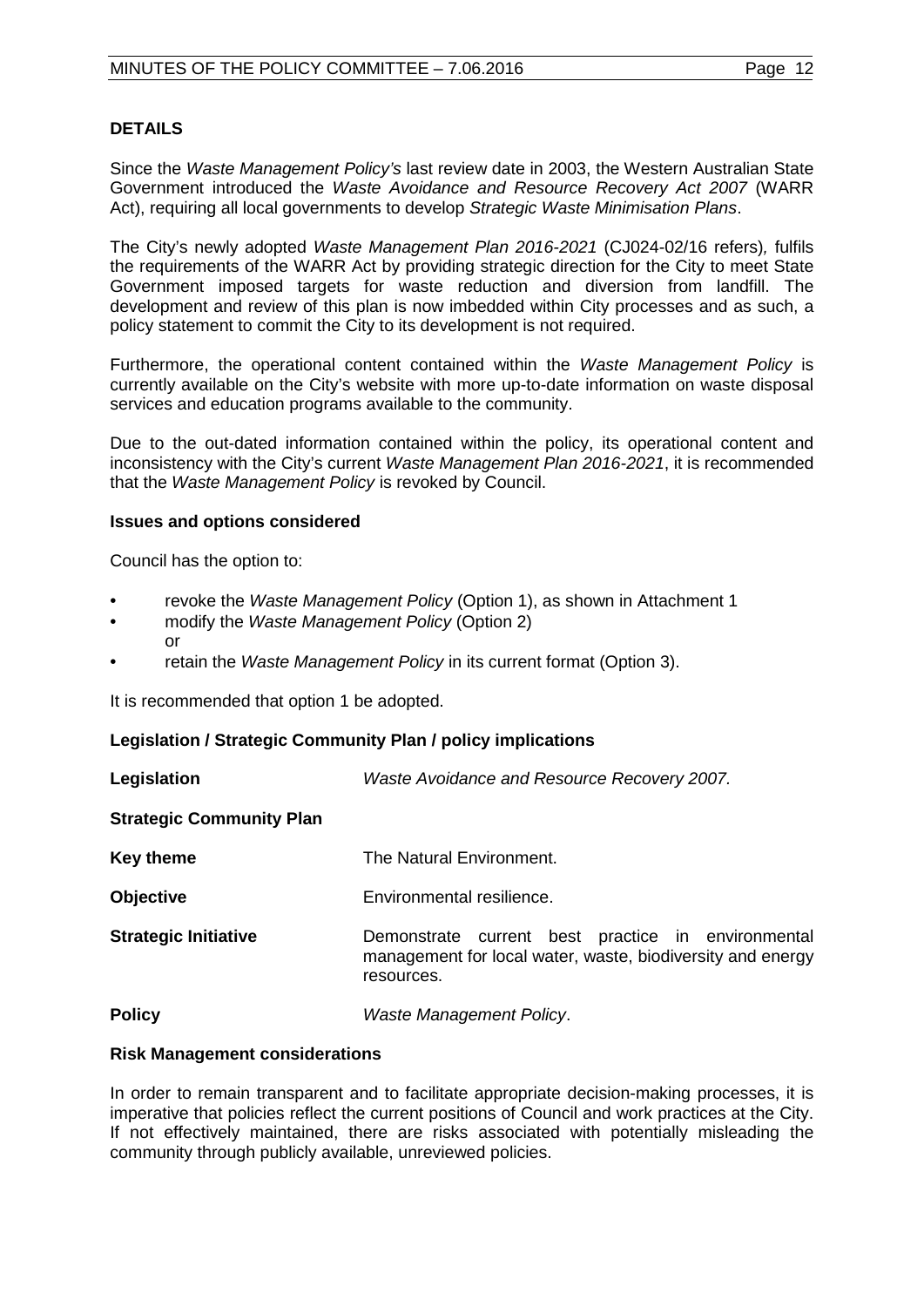**DETAILS**

Since the *Waste Management Policy's* last review date in 2003, the Western Australian State Government introduced the *Waste Avoidance and Resource Recovery Act 2007* (WARR Act), requiring all local governments to develop *Strategic Waste Minimisation Plans*.

The City's newly adopted *Waste Management Plan 2016-2021* (CJ024-02/16 refers), fulfils the requirements of the WARR Act by providing strategic direction for the City to meet State Government imposed targets for waste reduction and diversion from landfill. The development and review of this plan is now imbedded within City processes and as such, a policy statement to commit the City to its development is not required.

Furthermore, the operational content contained within the *Waste Management Policy* is currently available on the City's website with more up-to-date information on waste disposal services and education programs available to the community.

Due to the out-dated information contained within the policy, its operational content and inconsistency with the City's current *Waste Management Plan 2016-2021*, it is recommended that the *Waste Management Policy* is revoked by Council.

**Issues and options considered**

Council has the option to:

- revoke the *Waste Management Policy* (Option 1), as shown in Attachment 1
- modify the *Waste Management Policy* (Option 2)
  or
- retain the *Waste Management Policy* in its current format (Option 3).

It is recommended that option 1 be adopted.

**Legislation / Strategic Community Plan / policy implications**

| | |
|---|---|
| **Legislation** | *Waste Avoidance and Resource Recovery 2007.* |
| **Strategic Community Plan** | |
| **Key theme** | The Natural Environment. |
| **Objective** | Environmental resilience. |
| **Strategic Initiative** | Demonstrate current best practice in environmental management for local water, waste, biodiversity and energy resources. |
| **Policy** | *Waste Management Policy*. |

**Risk Management considerations**

In order to remain transparent and to facilitate appropriate decision-making processes, it is imperative that policies reflect the current positions of Council and work practices at the City. If not effectively maintained, there are risks associated with potentially misleading the community through publicly available, unreviewed policies.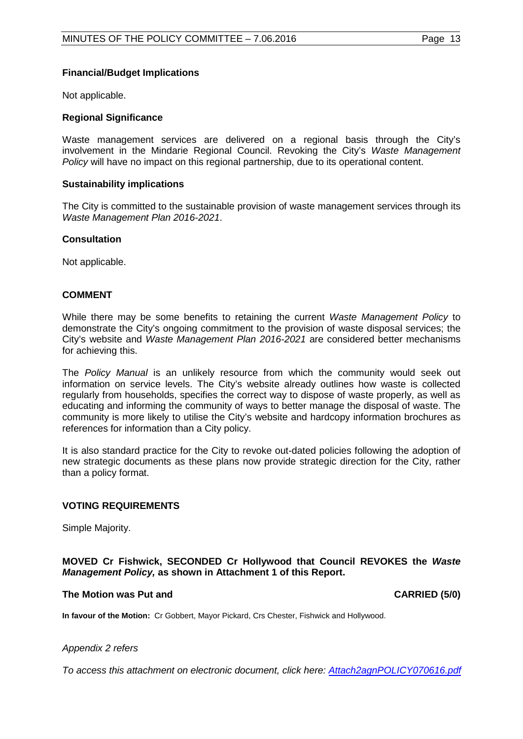**Financial/Budget Implications**

Not applicable.

**Regional Significance**

Waste management services are delivered on a regional basis through the City's involvement in the Mindarie Regional Council. Revoking the City's *Waste Management Policy* will have no impact on this regional partnership, due to its operational content.

**Sustainability implications**

The City is committed to the sustainable provision of waste management services through its *Waste Management Plan 2016-2021*.

**Consultation**

Not applicable.

**COMMENT**

While there may be some benefits to retaining the current *Waste Management Policy* to demonstrate the City's ongoing commitment to the provision of waste disposal services; the City's website and *Waste Management Plan 2016-2021* are considered better mechanisms for achieving this.

The *Policy Manual* is an unlikely resource from which the community would seek out information on service levels. The City's website already outlines how waste is collected regularly from households, specifies the correct way to dispose of waste properly, as well as educating and informing the community of ways to better manage the disposal of waste. The community is more likely to utilise the City's website and hardcopy information brochures as references for information than a City policy.

It is also standard practice for the City to revoke out-dated policies following the adoption of new strategic documents as these plans now provide strategic direction for the City, rather than a policy format.

**VOTING REQUIREMENTS**

Simple Majority.

**MOVED Cr Fishwick, SECONDED Cr Hollywood that Council REVOKES the *Waste Management Policy,* as shown in Attachment 1 of this Report.**

**The Motion was Put and CARRIED (5/0)**

**In favour of the Motion:** Cr Gobbert, Mayor Pickard, Crs Chester, Fishwick and Hollywood.

*Appendix 2 refers*

*To access this attachment on electronic document, click here: Attach2agnPOLICY070616.pdf*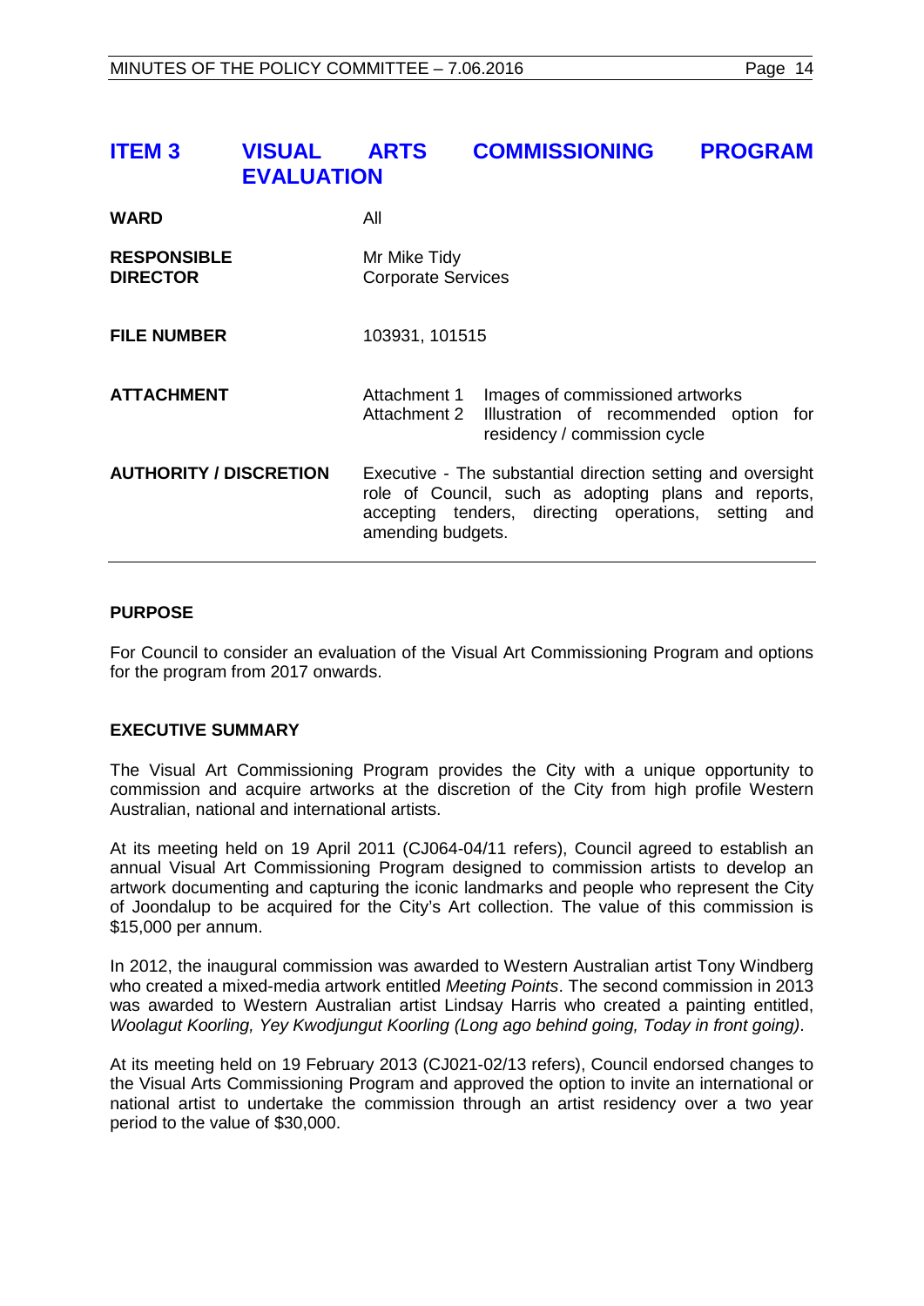## ITEM 3 VISUAL ARTS COMMISSIONING PROGRAM EVALUATION

| | |
|---|---|
| **WARD** | All |
| **RESPONSIBLE DIRECTOR** | Mr Mike Tidy<br>Corporate Services |
| **FILE NUMBER** | 103931, 101515 |
| **ATTACHMENT** | Attachment 1 Images of commissioned artworks<br>Attachment 2 Illustration of recommended option for residency / commission cycle |
| **AUTHORITY / DISCRETION** | Executive - The substantial direction setting and oversight role of Council, such as adopting plans and reports, accepting tenders, directing operations, setting and amending budgets. |

### PURPOSE

For Council to consider an evaluation of the Visual Art Commissioning Program and options for the program from 2017 onwards.

### EXECUTIVE SUMMARY

The Visual Art Commissioning Program provides the City with a unique opportunity to commission and acquire artworks at the discretion of the City from high profile Western Australian, national and international artists.

At its meeting held on 19 April 2011 (CJ064-04/11 refers), Council agreed to establish an annual Visual Art Commissioning Program designed to commission artists to develop an artwork documenting and capturing the iconic landmarks and people who represent the City of Joondalup to be acquired for the City's Art collection. The value of this commission is $15,000 per annum.

In 2012, the inaugural commission was awarded to Western Australian artist Tony Windberg who created a mixed-media artwork entitled *Meeting Points*. The second commission in 2013 was awarded to Western Australian artist Lindsay Harris who created a painting entitled, *Woolagut Koorling, Yey Kwodjungut Koorling (Long ago behind going, Today in front going)*.

At its meeting held on 19 February 2013 (CJ021-02/13 refers), Council endorsed changes to the Visual Arts Commissioning Program and approved the option to invite an international or national artist to undertake the commission through an artist residency over a two year period to the value of $30,000.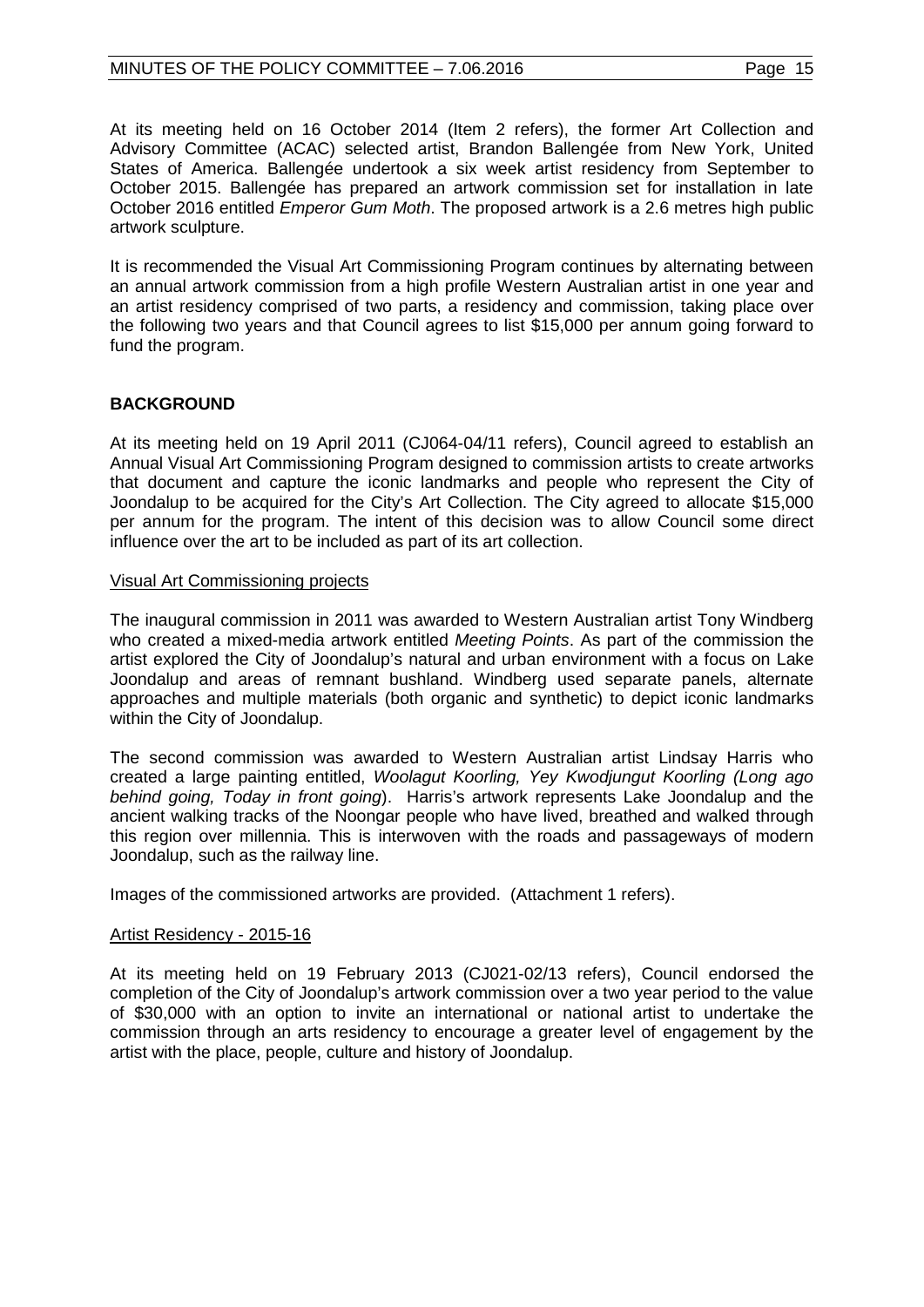At its meeting held on 16 October 2014 (Item 2 refers), the former Art Collection and Advisory Committee (ACAC) selected artist, Brandon Ballengée from New York, United States of America. Ballengée undertook a six week artist residency from September to October 2015. Ballengée has prepared an artwork commission set for installation in late October 2016 entitled *Emperor Gum Moth*. The proposed artwork is a 2.6 metres high public artwork sculpture.

It is recommended the Visual Art Commissioning Program continues by alternating between an annual artwork commission from a high profile Western Australian artist in one year and an artist residency comprised of two parts, a residency and commission, taking place over the following two years and that Council agrees to list $15,000 per annum going forward to fund the program.

## BACKGROUND

At its meeting held on 19 April 2011 (CJ064-04/11 refers), Council agreed to establish an Annual Visual Art Commissioning Program designed to commission artists to create artworks that document and capture the iconic landmarks and people who represent the City of Joondalup to be acquired for the City's Art Collection. The City agreed to allocate $15,000 per annum for the program. The intent of this decision was to allow Council some direct influence over the art to be included as part of its art collection.

### Visual Art Commissioning projects

The inaugural commission in 2011 was awarded to Western Australian artist Tony Windberg who created a mixed-media artwork entitled *Meeting Points*. As part of the commission the artist explored the City of Joondalup's natural and urban environment with a focus on Lake Joondalup and areas of remnant bushland. Windberg used separate panels, alternate approaches and multiple materials (both organic and synthetic) to depict iconic landmarks within the City of Joondalup.

The second commission was awarded to Western Australian artist Lindsay Harris who created a large painting entitled, *Woolagut Koorling, Yey Kwodjungut Koorling (Long ago behind going, Today in front going*). Harris's artwork represents Lake Joondalup and the ancient walking tracks of the Noongar people who have lived, breathed and walked through this region over millennia. This is interwoven with the roads and passageways of modern Joondalup, such as the railway line.

Images of the commissioned artworks are provided. (Attachment 1 refers).

### Artist Residency - 2015-16

At its meeting held on 19 February 2013 (CJ021-02/13 refers), Council endorsed the completion of the City of Joondalup's artwork commission over a two year period to the value of $30,000 with an option to invite an international or national artist to undertake the commission through an arts residency to encourage a greater level of engagement by the artist with the place, people, culture and history of Joondalup.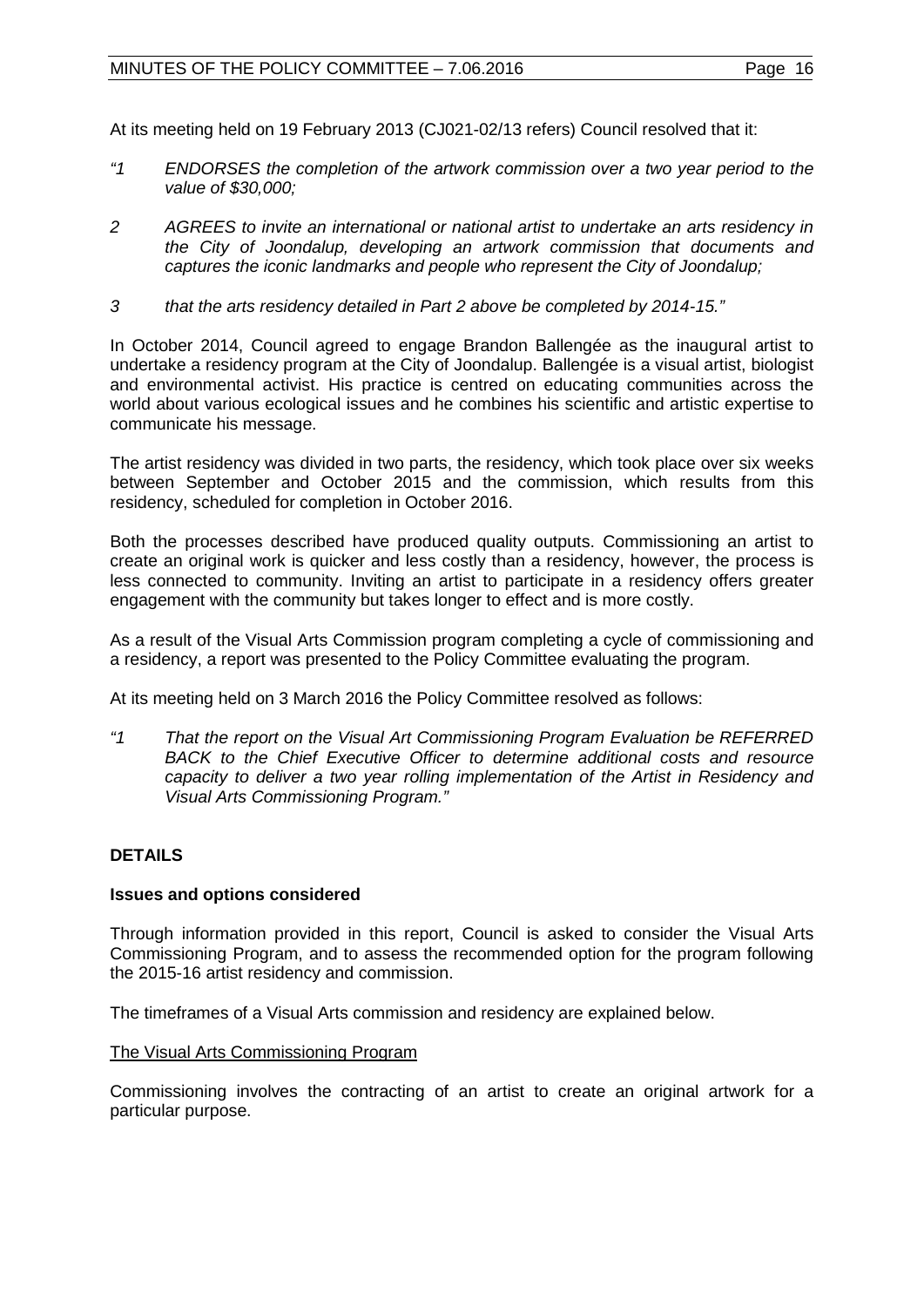At its meeting held on 19 February 2013 (CJ021-02/13 refers) Council resolved that it:

*"1 ENDORSES the completion of the artwork commission over a two year period to the value of $30,000;*

*2 AGREES to invite an international or national artist to undertake an arts residency in the City of Joondalup, developing an artwork commission that documents and captures the iconic landmarks and people who represent the City of Joondalup;*

*3 that the arts residency detailed in Part 2 above be completed by 2014-15."*

In October 2014, Council agreed to engage Brandon Ballengée as the inaugural artist to undertake a residency program at the City of Joondalup. Ballengée is a visual artist, biologist and environmental activist. His practice is centred on educating communities across the world about various ecological issues and he combines his scientific and artistic expertise to communicate his message.

The artist residency was divided in two parts, the residency, which took place over six weeks between September and October 2015 and the commission, which results from this residency, scheduled for completion in October 2016.

Both the processes described have produced quality outputs. Commissioning an artist to create an original work is quicker and less costly than a residency, however, the process is less connected to community. Inviting an artist to participate in a residency offers greater engagement with the community but takes longer to effect and is more costly.

As a result of the Visual Arts Commission program completing a cycle of commissioning and a residency, a report was presented to the Policy Committee evaluating the program.

At its meeting held on 3 March 2016 the Policy Committee resolved as follows:

*"1 That the report on the Visual Art Commissioning Program Evaluation be REFERRED BACK to the Chief Executive Officer to determine additional costs and resource capacity to deliver a two year rolling implementation of the Artist in Residency and Visual Arts Commissioning Program."*

## DETAILS

### Issues and options considered

Through information provided in this report, Council is asked to consider the Visual Arts Commissioning Program, and to assess the recommended option for the program following the 2015-16 artist residency and commission.

The timeframes of a Visual Arts commission and residency are explained below.

<u>The Visual Arts Commissioning Program</u>

Commissioning involves the contracting of an artist to create an original artwork for a particular purpose.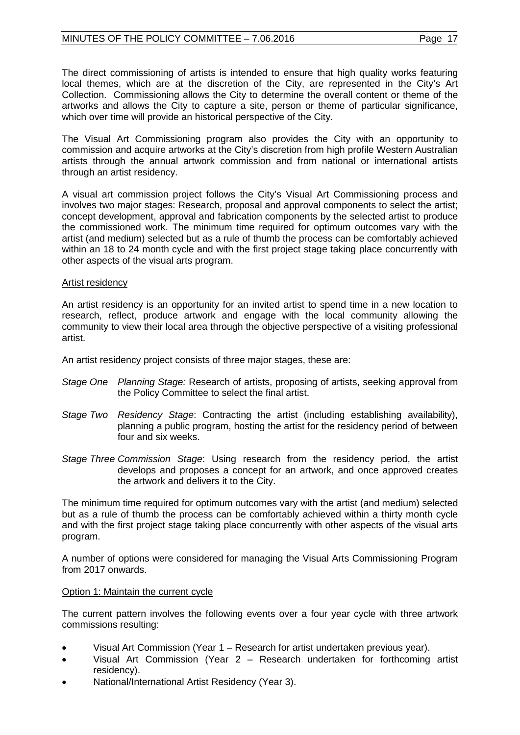The direct commissioning of artists is intended to ensure that high quality works featuring local themes, which are at the discretion of the City, are represented in the City's Art Collection. Commissioning allows the City to determine the overall content or theme of the artworks and allows the City to capture a site, person or theme of particular significance, which over time will provide an historical perspective of the City.

The Visual Art Commissioning program also provides the City with an opportunity to commission and acquire artworks at the City's discretion from high profile Western Australian artists through the annual artwork commission and from national or international artists through an artist residency.

A visual art commission project follows the City's Visual Art Commissioning process and involves two major stages: Research, proposal and approval components to select the artist; concept development, approval and fabrication components by the selected artist to produce the commissioned work. The minimum time required for optimum outcomes vary with the artist (and medium) selected but as a rule of thumb the process can be comfortably achieved within an 18 to 24 month cycle and with the first project stage taking place concurrently with other aspects of the visual arts program.

Artist residency

An artist residency is an opportunity for an invited artist to spend time in a new location to research, reflect, produce artwork and engage with the local community allowing the community to view their local area through the objective perspective of a visiting professional artist.

An artist residency project consists of three major stages, these are:

*Stage One* *Planning Stage:* Research of artists, proposing of artists, seeking approval from the Policy Committee to select the final artist.

*Stage Two* *Residency Stage*: Contracting the artist (including establishing availability), planning a public program, hosting the artist for the residency period of between four and six weeks.

*Stage Three* *Commission Stage*: Using research from the residency period, the artist develops and proposes a concept for an artwork, and once approved creates the artwork and delivers it to the City.

The minimum time required for optimum outcomes vary with the artist (and medium) selected but as a rule of thumb the process can be comfortably achieved within a thirty month cycle and with the first project stage taking place concurrently with other aspects of the visual arts program.

A number of options were considered for managing the Visual Arts Commissioning Program from 2017 onwards.

Option 1: Maintain the current cycle

The current pattern involves the following events over a four year cycle with three artwork commissions resulting:

- Visual Art Commission (Year 1 – Research for artist undertaken previous year).
- Visual Art Commission (Year 2 – Research undertaken for forthcoming artist residency).
- National/International Artist Residency (Year 3).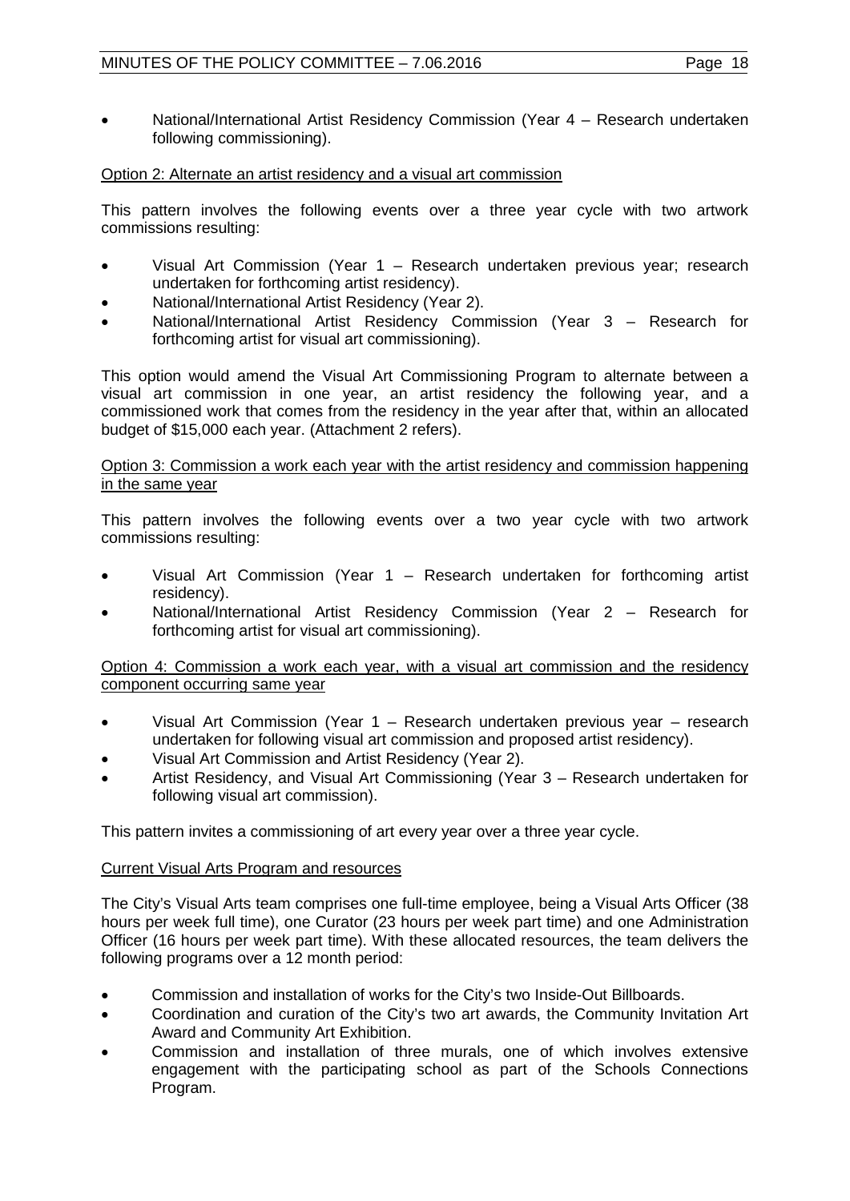- National/International Artist Residency Commission (Year 4 – Research undertaken following commissioning).

<u>Option 2: Alternate an artist residency and a visual art commission</u>

This pattern involves the following events over a three year cycle with two artwork commissions resulting:

- Visual Art Commission (Year 1 – Research undertaken previous year; research undertaken for forthcoming artist residency).
- National/International Artist Residency (Year 2).
- National/International Artist Residency Commission (Year 3 – Research for forthcoming artist for visual art commissioning).

This option would amend the Visual Art Commissioning Program to alternate between a visual art commission in one year, an artist residency the following year, and a commissioned work that comes from the residency in the year after that, within an allocated budget of $15,000 each year. (Attachment 2 refers).

<u>Option 3: Commission a work each year with the artist residency and commission happening in the same year</u>

This pattern involves the following events over a two year cycle with two artwork commissions resulting:

- Visual Art Commission (Year 1 – Research undertaken for forthcoming artist residency).
- National/International Artist Residency Commission (Year 2 – Research for forthcoming artist for visual art commissioning).

<u>Option 4: Commission a work each year, with a visual art commission and the residency component occurring same year</u>

- Visual Art Commission (Year 1 – Research undertaken previous year – research undertaken for following visual art commission and proposed artist residency).
- Visual Art Commission and Artist Residency (Year 2).
- Artist Residency, and Visual Art Commissioning (Year 3 – Research undertaken for following visual art commission).

This pattern invites a commissioning of art every year over a three year cycle.

<u>Current Visual Arts Program and resources</u>

The City's Visual Arts team comprises one full-time employee, being a Visual Arts Officer (38 hours per week full time), one Curator (23 hours per week part time) and one Administration Officer (16 hours per week part time). With these allocated resources, the team delivers the following programs over a 12 month period:

- Commission and installation of works for the City's two Inside-Out Billboards.
- Coordination and curation of the City's two art awards, the Community Invitation Art Award and Community Art Exhibition.
- Commission and installation of three murals, one of which involves extensive engagement with the participating school as part of the Schools Connections Program.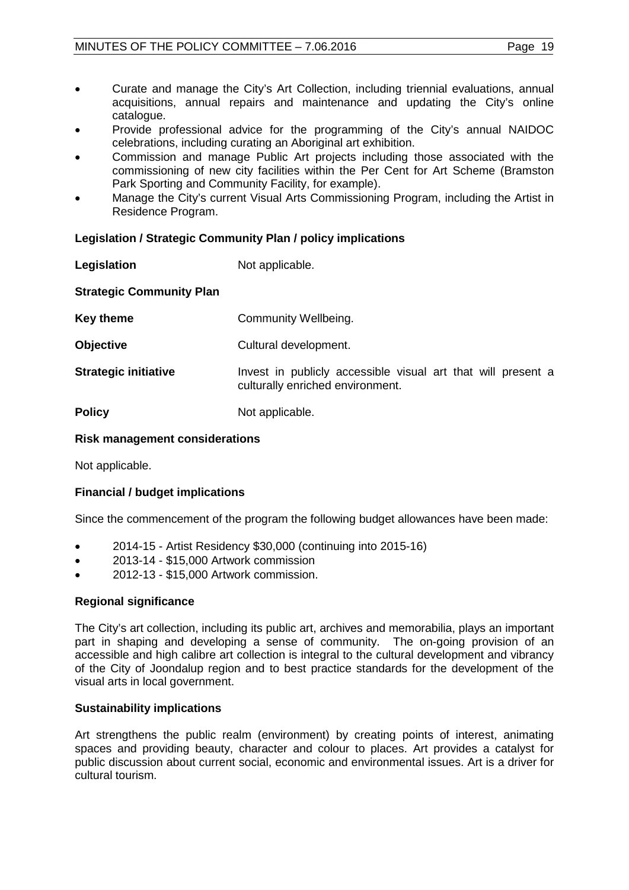- Curate and manage the City's Art Collection, including triennial evaluations, annual acquisitions, annual repairs and maintenance and updating the City's online catalogue.
- Provide professional advice for the programming of the City's annual NAIDOC celebrations, including curating an Aboriginal art exhibition.
- Commission and manage Public Art projects including those associated with the commissioning of new city facilities within the Per Cent for Art Scheme (Bramston Park Sporting and Community Facility, for example).
- Manage the City's current Visual Arts Commissioning Program, including the Artist in Residence Program.

**Legislation / Strategic Community Plan / policy implications**

**Legislation** Not applicable.

**Strategic Community Plan**

**Key theme** Community Wellbeing.

**Objective** Cultural development.

**Strategic initiative** Invest in publicly accessible visual art that will present a culturally enriched environment.

**Policy** Not applicable.

**Risk management considerations**

Not applicable.

**Financial / budget implications**

Since the commencement of the program the following budget allowances have been made:

- 2014-15 - Artist Residency $30,000 (continuing into 2015-16)
- 2013-14 - $15,000 Artwork commission
- 2012-13 - $15,000 Artwork commission.

**Regional significance**

The City's art collection, including its public art, archives and memorabilia, plays an important part in shaping and developing a sense of community. The on-going provision of an accessible and high calibre art collection is integral to the cultural development and vibrancy of the City of Joondalup region and to best practice standards for the development of the visual arts in local government.

**Sustainability implications**

Art strengthens the public realm (environment) by creating points of interest, animating spaces and providing beauty, character and colour to places. Art provides a catalyst for public discussion about current social, economic and environmental issues. Art is a driver for cultural tourism.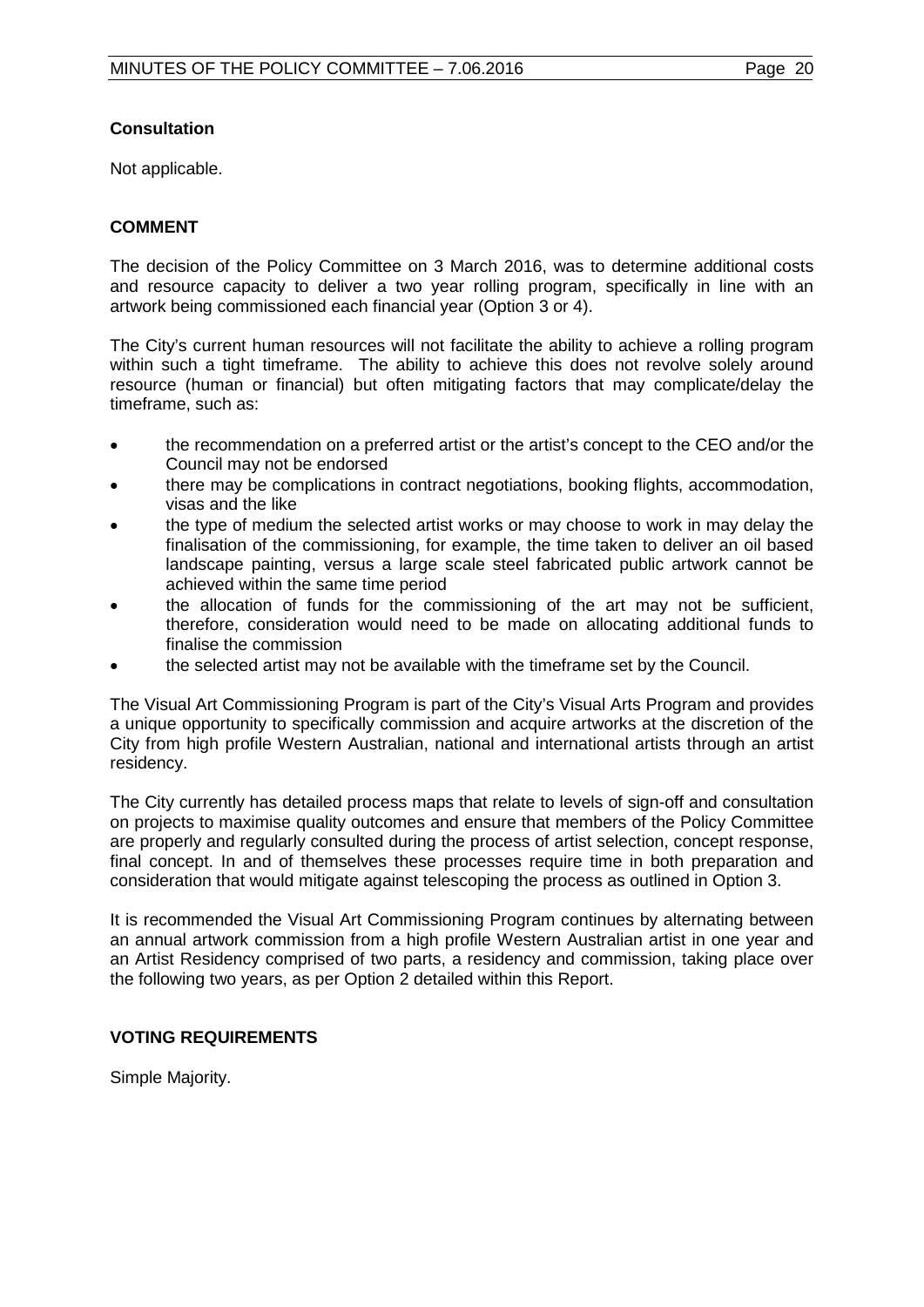### Consultation

Not applicable.

### COMMENT

The decision of the Policy Committee on 3 March 2016, was to determine additional costs and resource capacity to deliver a two year rolling program, specifically in line with an artwork being commissioned each financial year (Option 3 or 4).

The City's current human resources will not facilitate the ability to achieve a rolling program within such a tight timeframe. The ability to achieve this does not revolve solely around resource (human or financial) but often mitigating factors that may complicate/delay the timeframe, such as:

- the recommendation on a preferred artist or the artist's concept to the CEO and/or the Council may not be endorsed
- there may be complications in contract negotiations, booking flights, accommodation, visas and the like
- the type of medium the selected artist works or may choose to work in may delay the finalisation of the commissioning, for example, the time taken to deliver an oil based landscape painting, versus a large scale steel fabricated public artwork cannot be achieved within the same time period
- the allocation of funds for the commissioning of the art may not be sufficient, therefore, consideration would need to be made on allocating additional funds to finalise the commission
- the selected artist may not be available with the timeframe set by the Council.

The Visual Art Commissioning Program is part of the City's Visual Arts Program and provides a unique opportunity to specifically commission and acquire artworks at the discretion of the City from high profile Western Australian, national and international artists through an artist residency.

The City currently has detailed process maps that relate to levels of sign-off and consultation on projects to maximise quality outcomes and ensure that members of the Policy Committee are properly and regularly consulted during the process of artist selection, concept response, final concept. In and of themselves these processes require time in both preparation and consideration that would mitigate against telescoping the process as outlined in Option 3.

It is recommended the Visual Art Commissioning Program continues by alternating between an annual artwork commission from a high profile Western Australian artist in one year and an Artist Residency comprised of two parts, a residency and commission, taking place over the following two years, as per Option 2 detailed within this Report.

### VOTING REQUIREMENTS

Simple Majority.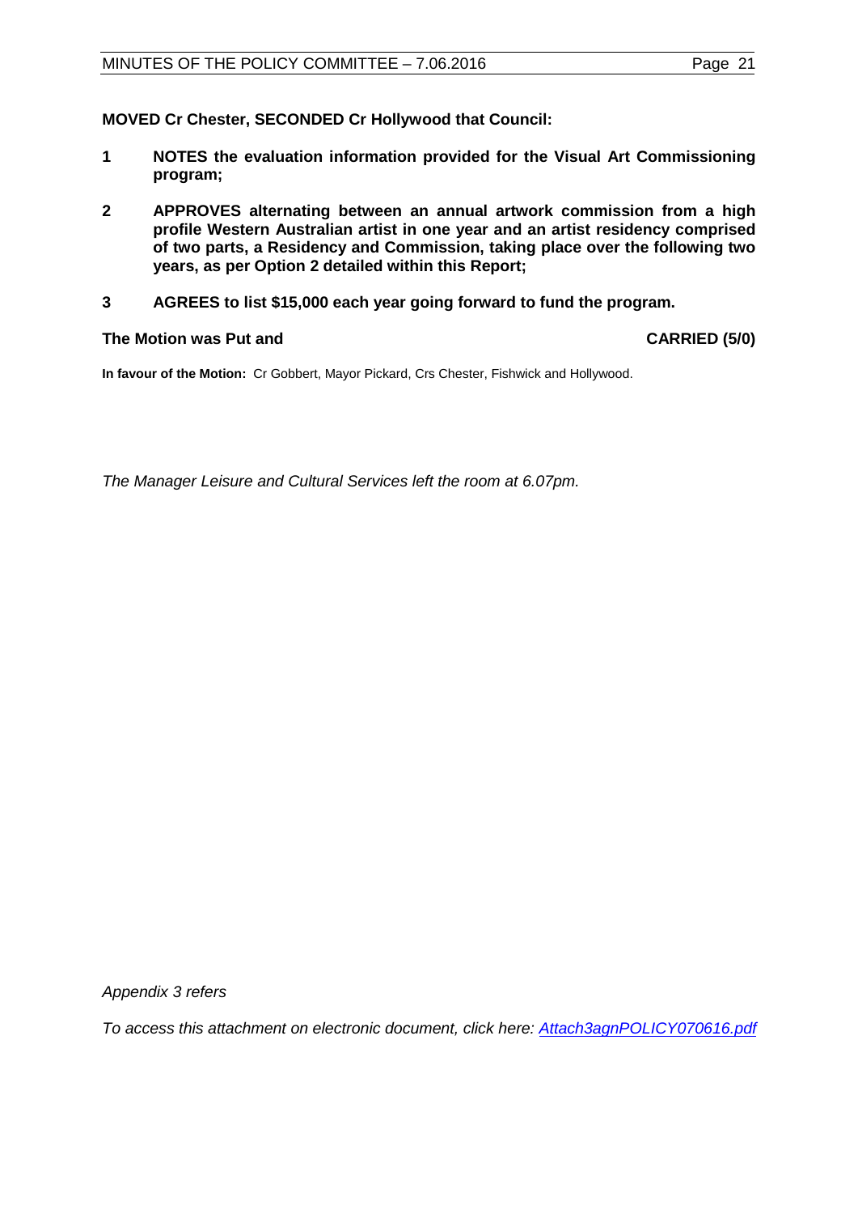**MOVED Cr Chester, SECONDED Cr Hollywood that Council:**

1. **NOTES the evaluation information provided for the Visual Art Commissioning program;**

2. **APPROVES alternating between an annual artwork commission from a high profile Western Australian artist in one year and an artist residency comprised of two parts, a Residency and Commission, taking place over the following two years, as per Option 2 detailed within this Report;**

3. **AGREES to list $15,000 each year going forward to fund the program.**

**The Motion was Put and CARRIED (5/0)**

**In favour of the Motion:** Cr Gobbert, Mayor Pickard, Crs Chester, Fishwick and Hollywood.

*The Manager Leisure and Cultural Services left the room at 6.07pm.*

*Appendix 3 refers*

*To access this attachment on electronic document, click here: Attach3agnPOLICY070616.pdf*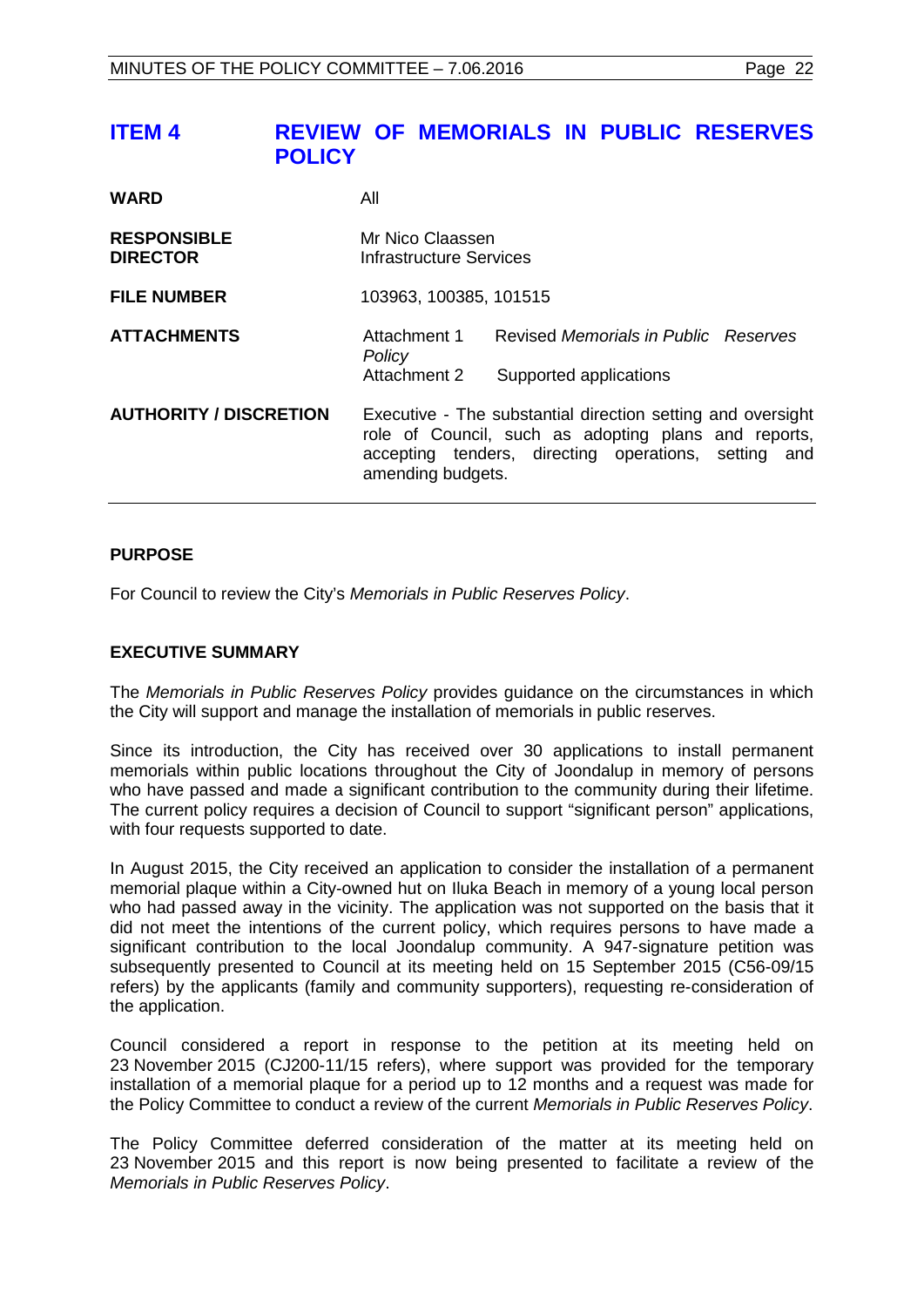# ITEM 4 REVIEW OF MEMORIALS IN PUBLIC RESERVES POLICY

| | |
|---|---|
| **WARD** | All |
| **RESPONSIBLE DIRECTOR** | Mr Nico Claassen<br>Infrastructure Services |
| **FILE NUMBER** | 103963, 100385, 101515 |
| **ATTACHMENTS** | Attachment 1 Revised *Memorials in Public Reserves Policy*<br>Attachment 2 Supported applications |
| **AUTHORITY / DISCRETION** | Executive - The substantial direction setting and oversight role of Council, such as adopting plans and reports, accepting tenders, directing operations, setting and amending budgets. |

## PURPOSE

For Council to review the City's *Memorials in Public Reserves Policy*.

## EXECUTIVE SUMMARY

The *Memorials in Public Reserves Policy* provides guidance on the circumstances in which the City will support and manage the installation of memorials in public reserves.

Since its introduction, the City has received over 30 applications to install permanent memorials within public locations throughout the City of Joondalup in memory of persons who have passed and made a significant contribution to the community during their lifetime. The current policy requires a decision of Council to support "significant person" applications, with four requests supported to date.

In August 2015, the City received an application to consider the installation of a permanent memorial plaque within a City-owned hut on Iluka Beach in memory of a young local person who had passed away in the vicinity. The application was not supported on the basis that it did not meet the intentions of the current policy, which requires persons to have made a significant contribution to the local Joondalup community. A 947-signature petition was subsequently presented to Council at its meeting held on 15 September 2015 (C56-09/15 refers) by the applicants (family and community supporters), requesting re-consideration of the application.

Council considered a report in response to the petition at its meeting held on 23 November 2015 (CJ200-11/15 refers), where support was provided for the temporary installation of a memorial plaque for a period up to 12 months and a request was made for the Policy Committee to conduct a review of the current *Memorials in Public Reserves Policy*.

The Policy Committee deferred consideration of the matter at its meeting held on 23 November 2015 and this report is now being presented to facilitate a review of the *Memorials in Public Reserves Policy*.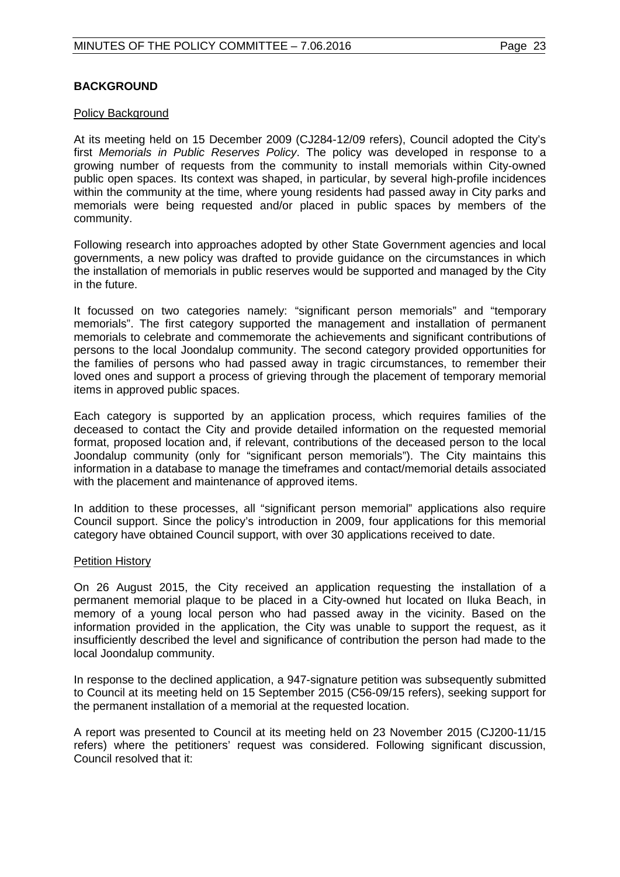## BACKGROUND

### Policy Background

At its meeting held on 15 December 2009 (CJ284-12/09 refers), Council adopted the City's first *Memorials in Public Reserves Policy*. The policy was developed in response to a growing number of requests from the community to install memorials within City-owned public open spaces. Its context was shaped, in particular, by several high-profile incidences within the community at the time, where young residents had passed away in City parks and memorials were being requested and/or placed in public spaces by members of the community.

Following research into approaches adopted by other State Government agencies and local governments, a new policy was drafted to provide guidance on the circumstances in which the installation of memorials in public reserves would be supported and managed by the City in the future.

It focussed on two categories namely: "significant person memorials" and "temporary memorials". The first category supported the management and installation of permanent memorials to celebrate and commemorate the achievements and significant contributions of persons to the local Joondalup community. The second category provided opportunities for the families of persons who had passed away in tragic circumstances, to remember their loved ones and support a process of grieving through the placement of temporary memorial items in approved public spaces.

Each category is supported by an application process, which requires families of the deceased to contact the City and provide detailed information on the requested memorial format, proposed location and, if relevant, contributions of the deceased person to the local Joondalup community (only for "significant person memorials"). The City maintains this information in a database to manage the timeframes and contact/memorial details associated with the placement and maintenance of approved items.

In addition to these processes, all "significant person memorial" applications also require Council support. Since the policy's introduction in 2009, four applications for this memorial category have obtained Council support, with over 30 applications received to date.

### Petition History

On 26 August 2015, the City received an application requesting the installation of a permanent memorial plaque to be placed in a City-owned hut located on Iluka Beach, in memory of a young local person who had passed away in the vicinity. Based on the information provided in the application, the City was unable to support the request, as it insufficiently described the level and significance of contribution the person had made to the local Joondalup community.

In response to the declined application, a 947-signature petition was subsequently submitted to Council at its meeting held on 15 September 2015 (C56-09/15 refers), seeking support for the permanent installation of a memorial at the requested location.

A report was presented to Council at its meeting held on 23 November 2015 (CJ200-11/15 refers) where the petitioners' request was considered. Following significant discussion, Council resolved that it: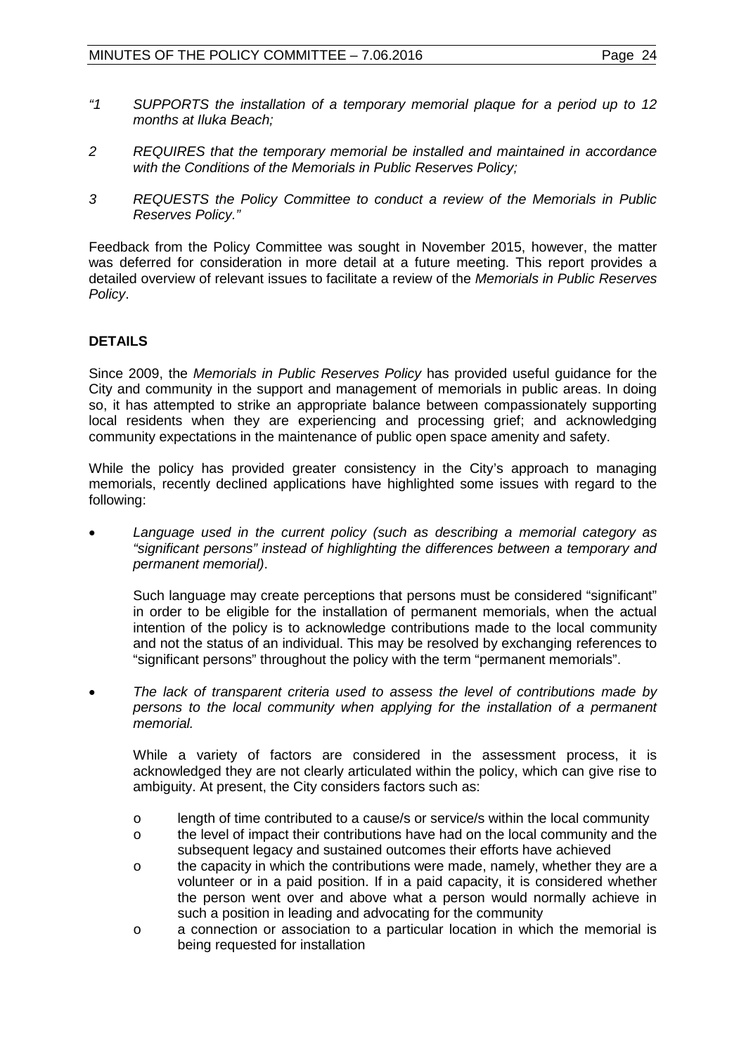*"1 SUPPORTS the installation of a temporary memorial plaque for a period up to 12 months at Iluka Beach;*

*2 REQUIRES that the temporary memorial be installed and maintained in accordance with the Conditions of the Memorials in Public Reserves Policy;*

*3 REQUESTS the Policy Committee to conduct a review of the Memorials in Public Reserves Policy."*

Feedback from the Policy Committee was sought in November 2015, however, the matter was deferred for consideration in more detail at a future meeting. This report provides a detailed overview of relevant issues to facilitate a review of the *Memorials in Public Reserves Policy*.

## DETAILS

Since 2009, the *Memorials in Public Reserves Policy* has provided useful guidance for the City and community in the support and management of memorials in public areas. In doing so, it has attempted to strike an appropriate balance between compassionately supporting local residents when they are experiencing and processing grief; and acknowledging community expectations in the maintenance of public open space amenity and safety.

While the policy has provided greater consistency in the City's approach to managing memorials, recently declined applications have highlighted some issues with regard to the following:

- *Language used in the current policy (such as describing a memorial category as "significant persons" instead of highlighting the differences between a temporary and permanent memorial).*

  Such language may create perceptions that persons must be considered "significant" in order to be eligible for the installation of permanent memorials, when the actual intention of the policy is to acknowledge contributions made to the local community and not the status of an individual. This may be resolved by exchanging references to "significant persons" throughout the policy with the term "permanent memorials".

- *The lack of transparent criteria used to assess the level of contributions made by persons to the local community when applying for the installation of a permanent memorial.*

  While a variety of factors are considered in the assessment process, it is acknowledged they are not clearly articulated within the policy, which can give rise to ambiguity. At present, the City considers factors such as:

  - length of time contributed to a cause/s or service/s within the local community
  - the level of impact their contributions have had on the local community and the subsequent legacy and sustained outcomes their efforts have achieved
  - the capacity in which the contributions were made, namely, whether they are a volunteer or in a paid position. If in a paid capacity, it is considered whether the person went over and above what a person would normally achieve in such a position in leading and advocating for the community
  - a connection or association to a particular location in which the memorial is being requested for installation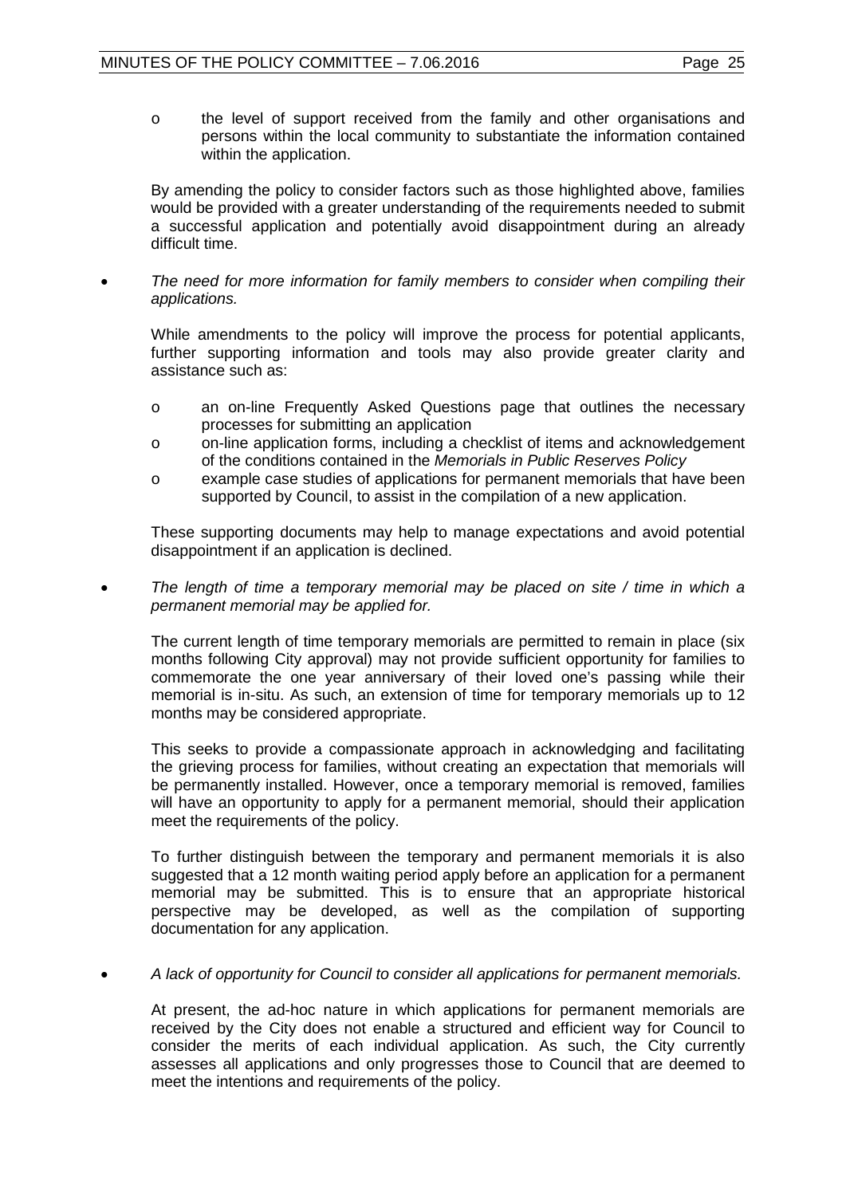- the level of support received from the family and other organisations and persons within the local community to substantiate the information contained within the application.

By amending the policy to consider factors such as those highlighted above, families would be provided with a greater understanding of the requirements needed to submit a successful application and potentially avoid disappointment during an already difficult time.

- *The need for more information for family members to consider when compiling their applications.*

  While amendments to the policy will improve the process for potential applicants, further supporting information and tools may also provide greater clarity and assistance such as:

  - an on-line Frequently Asked Questions page that outlines the necessary processes for submitting an application
  - on-line application forms, including a checklist of items and acknowledgement of the conditions contained in the *Memorials in Public Reserves Policy*
  - example case studies of applications for permanent memorials that have been supported by Council, to assist in the compilation of a new application.

  These supporting documents may help to manage expectations and avoid potential disappointment if an application is declined.

- *The length of time a temporary memorial may be placed on site / time in which a permanent memorial may be applied for.*

  The current length of time temporary memorials are permitted to remain in place (six months following City approval) may not provide sufficient opportunity for families to commemorate the one year anniversary of their loved one's passing while their memorial is in-situ. As such, an extension of time for temporary memorials up to 12 months may be considered appropriate.

  This seeks to provide a compassionate approach in acknowledging and facilitating the grieving process for families, without creating an expectation that memorials will be permanently installed. However, once a temporary memorial is removed, families will have an opportunity to apply for a permanent memorial, should their application meet the requirements of the policy.

  To further distinguish between the temporary and permanent memorials it is also suggested that a 12 month waiting period apply before an application for a permanent memorial may be submitted. This is to ensure that an appropriate historical perspective may be developed, as well as the compilation of supporting documentation for any application.

- *A lack of opportunity for Council to consider all applications for permanent memorials.*

  At present, the ad-hoc nature in which applications for permanent memorials are received by the City does not enable a structured and efficient way for Council to consider the merits of each individual application. As such, the City currently assesses all applications and only progresses those to Council that are deemed to meet the intentions and requirements of the policy.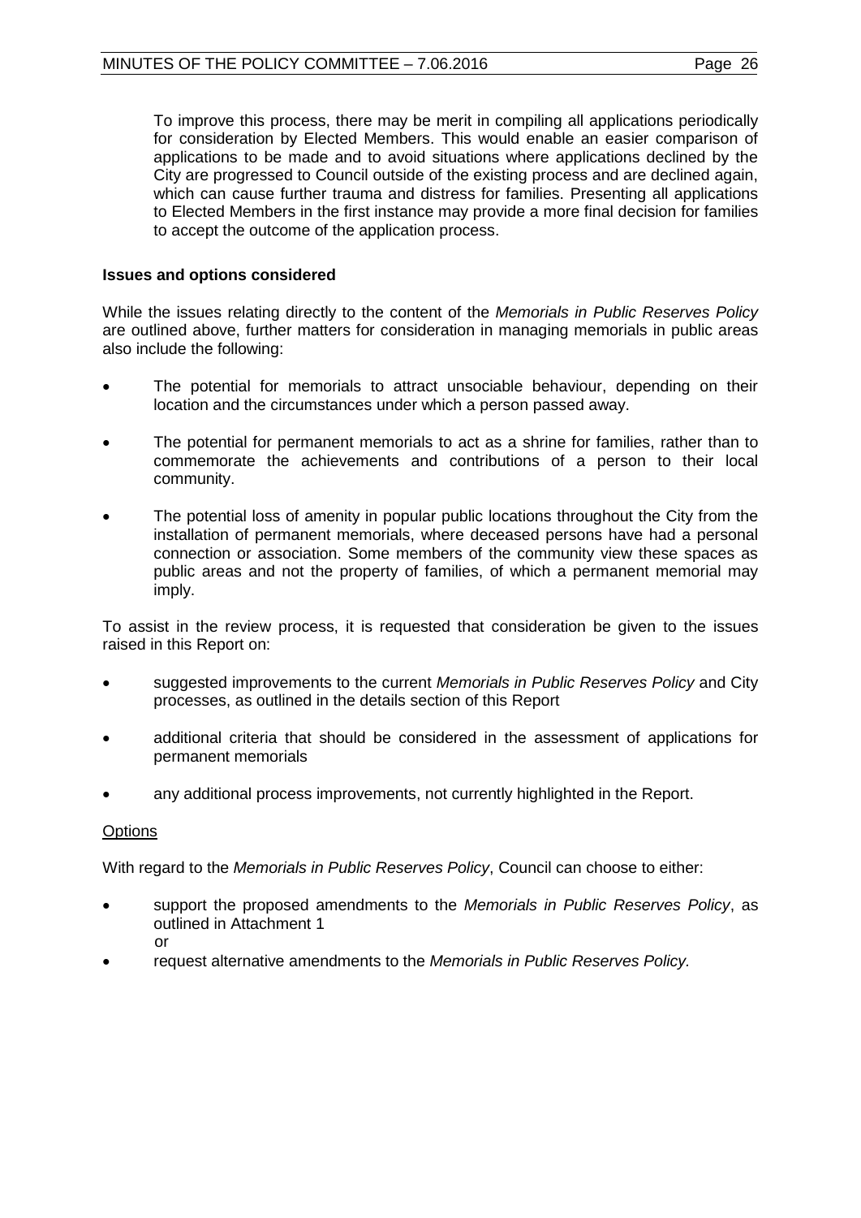To improve this process, there may be merit in compiling all applications periodically for consideration by Elected Members. This would enable an easier comparison of applications to be made and to avoid situations where applications declined by the City are progressed to Council outside of the existing process and are declined again, which can cause further trauma and distress for families. Presenting all applications to Elected Members in the first instance may provide a more final decision for families to accept the outcome of the application process.

**Issues and options considered**

While the issues relating directly to the content of the *Memorials in Public Reserves Policy* are outlined above, further matters for consideration in managing memorials in public areas also include the following:

- The potential for memorials to attract unsociable behaviour, depending on their location and the circumstances under which a person passed away.
- The potential for permanent memorials to act as a shrine for families, rather than to commemorate the achievements and contributions of a person to their local community.
- The potential loss of amenity in popular public locations throughout the City from the installation of permanent memorials, where deceased persons have had a personal connection or association. Some members of the community view these spaces as public areas and not the property of families, of which a permanent memorial may imply.

To assist in the review process, it is requested that consideration be given to the issues raised in this Report on:

- suggested improvements to the current *Memorials in Public Reserves Policy* and City processes, as outlined in the details section of this Report
- additional criteria that should be considered in the assessment of applications for permanent memorials
- any additional process improvements, not currently highlighted in the Report.

<u>Options</u>

With regard to the *Memorials in Public Reserves Policy*, Council can choose to either:

- support the proposed amendments to the *Memorials in Public Reserves Policy*, as outlined in Attachment 1
  or
- request alternative amendments to the *Memorials in Public Reserves Policy.*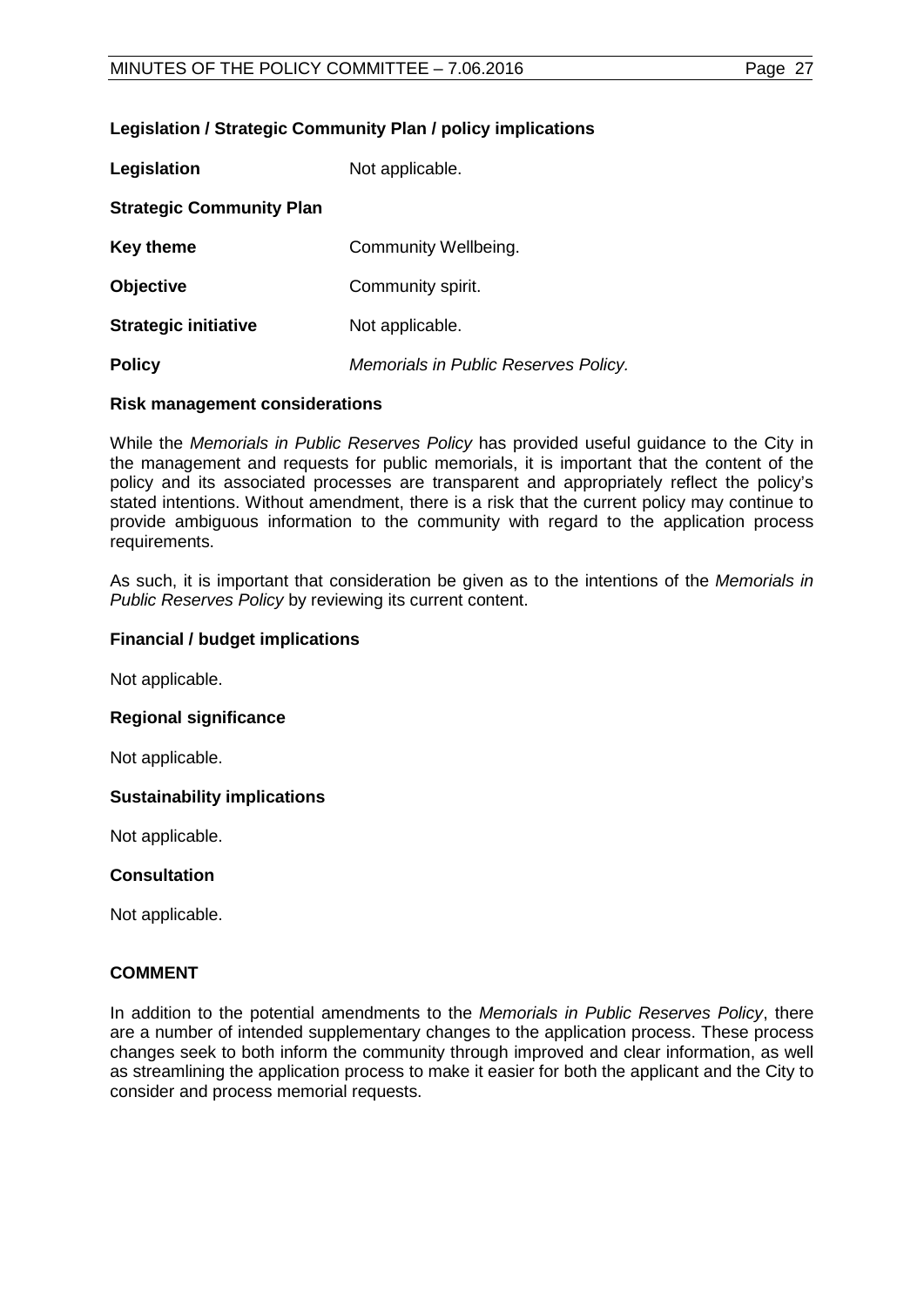**Legislation / Strategic Community Plan / policy implications**

| | |
|---|---|
| **Legislation** | Not applicable. |
| **Strategic Community Plan** | |
| **Key theme** | Community Wellbeing. |
| **Objective** | Community spirit. |
| **Strategic initiative** | Not applicable. |
| **Policy** | *Memorials in Public Reserves Policy.* |

**Risk management considerations**

While the *Memorials in Public Reserves Policy* has provided useful guidance to the City in the management and requests for public memorials, it is important that the content of the policy and its associated processes are transparent and appropriately reflect the policy's stated intentions. Without amendment, there is a risk that the current policy may continue to provide ambiguous information to the community with regard to the application process requirements.

As such, it is important that consideration be given as to the intentions of the *Memorials in Public Reserves Policy* by reviewing its current content.

**Financial / budget implications**

Not applicable.

**Regional significance**

Not applicable.

**Sustainability implications**

Not applicable.

**Consultation**

Not applicable.

**COMMENT**

In addition to the potential amendments to the *Memorials in Public Reserves Policy*, there are a number of intended supplementary changes to the application process. These process changes seek to both inform the community through improved and clear information, as well as streamlining the application process to make it easier for both the applicant and the City to consider and process memorial requests.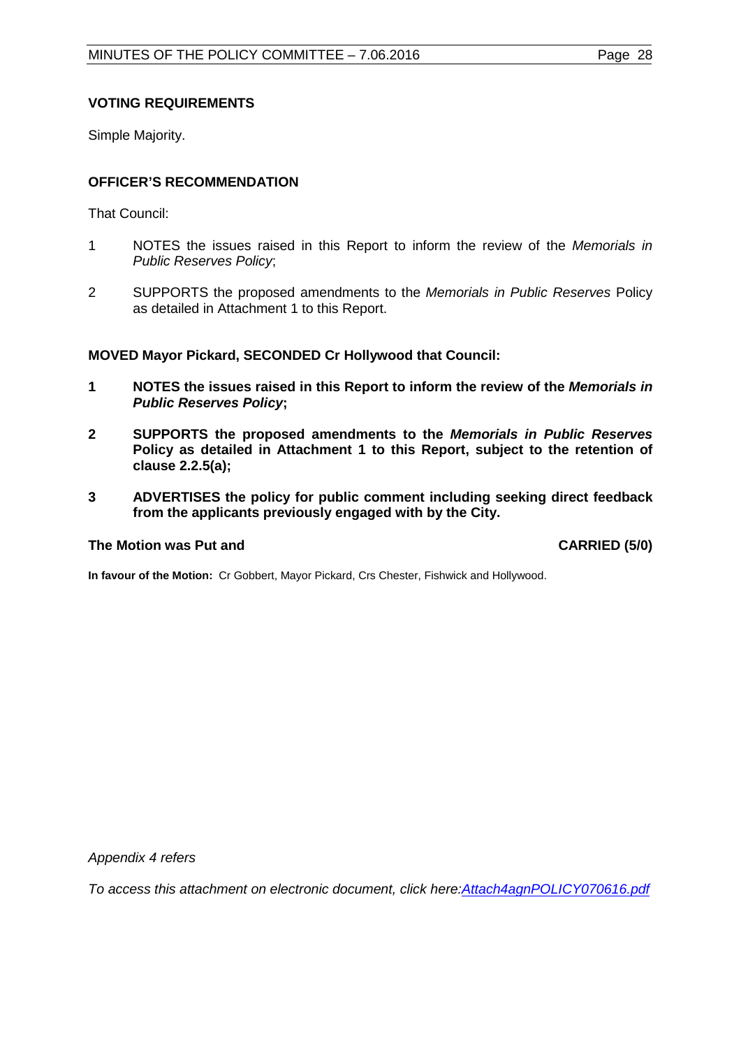**VOTING REQUIREMENTS**

Simple Majority.

**OFFICER'S RECOMMENDATION**

That Council:

1 NOTES the issues raised in this Report to inform the review of the *Memorials in Public Reserves Policy*;

2 SUPPORTS the proposed amendments to the *Memorials in Public Reserves* Policy as detailed in Attachment 1 to this Report.

**MOVED Mayor Pickard, SECONDED Cr Hollywood that Council:**

**1 NOTES the issues raised in this Report to inform the review of the *Memorials in Public Reserves Policy*;**

**2 SUPPORTS the proposed amendments to the *Memorials in Public Reserves* Policy as detailed in Attachment 1 to this Report, subject to the retention of clause 2.2.5(a);**

**3 ADVERTISES the policy for public comment including seeking direct feedback from the applicants previously engaged with by the City.**

**The Motion was Put and CARRIED (5/0)**

**In favour of the Motion:** Cr Gobbert, Mayor Pickard, Crs Chester, Fishwick and Hollywood.

*Appendix 4 refers*

*To access this attachment on electronic document, click here:Attach4agnPOLICY070616.pdf*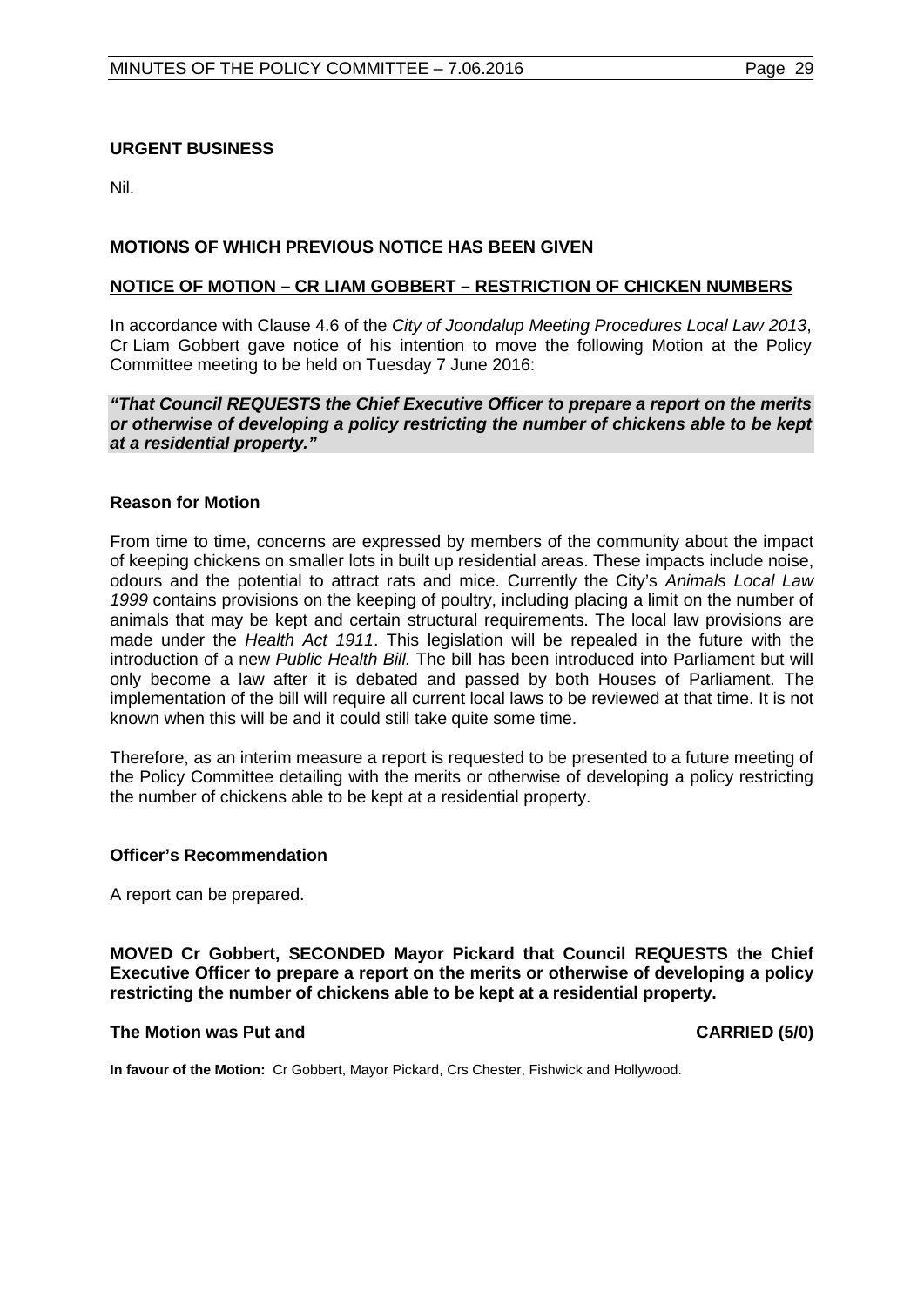**URGENT BUSINESS**

Nil.

**MOTIONS OF WHICH PREVIOUS NOTICE HAS BEEN GIVEN**

**NOTICE OF MOTION – CR LIAM GOBBERT – RESTRICTION OF CHICKEN NUMBERS**

In accordance with Clause 4.6 of the *City of Joondalup Meeting Procedures Local Law 2013*, Cr Liam Gobbert gave notice of his intention to move the following Motion at the Policy Committee meeting to be held on Tuesday 7 June 2016:

***"That Council REQUESTS the Chief Executive Officer to prepare a report on the merits or otherwise of developing a policy restricting the number of chickens able to be kept at a residential property."***

**Reason for Motion**

From time to time, concerns are expressed by members of the community about the impact of keeping chickens on smaller lots in built up residential areas. These impacts include noise, odours and the potential to attract rats and mice. Currently the City's *Animals Local Law 1999* contains provisions on the keeping of poultry, including placing a limit on the number of animals that may be kept and certain structural requirements. The local law provisions are made under the *Health Act 1911*. This legislation will be repealed in the future with the introduction of a new *Public Health Bill.* The bill has been introduced into Parliament but will only become a law after it is debated and passed by both Houses of Parliament. The implementation of the bill will require all current local laws to be reviewed at that time. It is not known when this will be and it could still take quite some time.

Therefore, as an interim measure a report is requested to be presented to a future meeting of the Policy Committee detailing with the merits or otherwise of developing a policy restricting the number of chickens able to be kept at a residential property.

**Officer's Recommendation**

A report can be prepared.

**MOVED Cr Gobbert, SECONDED Mayor Pickard that Council REQUESTS the Chief Executive Officer to prepare a report on the merits or otherwise of developing a policy restricting the number of chickens able to be kept at a residential property.**

**The Motion was Put and CARRIED (5/0)**

**In favour of the Motion:** Cr Gobbert, Mayor Pickard, Crs Chester, Fishwick and Hollywood.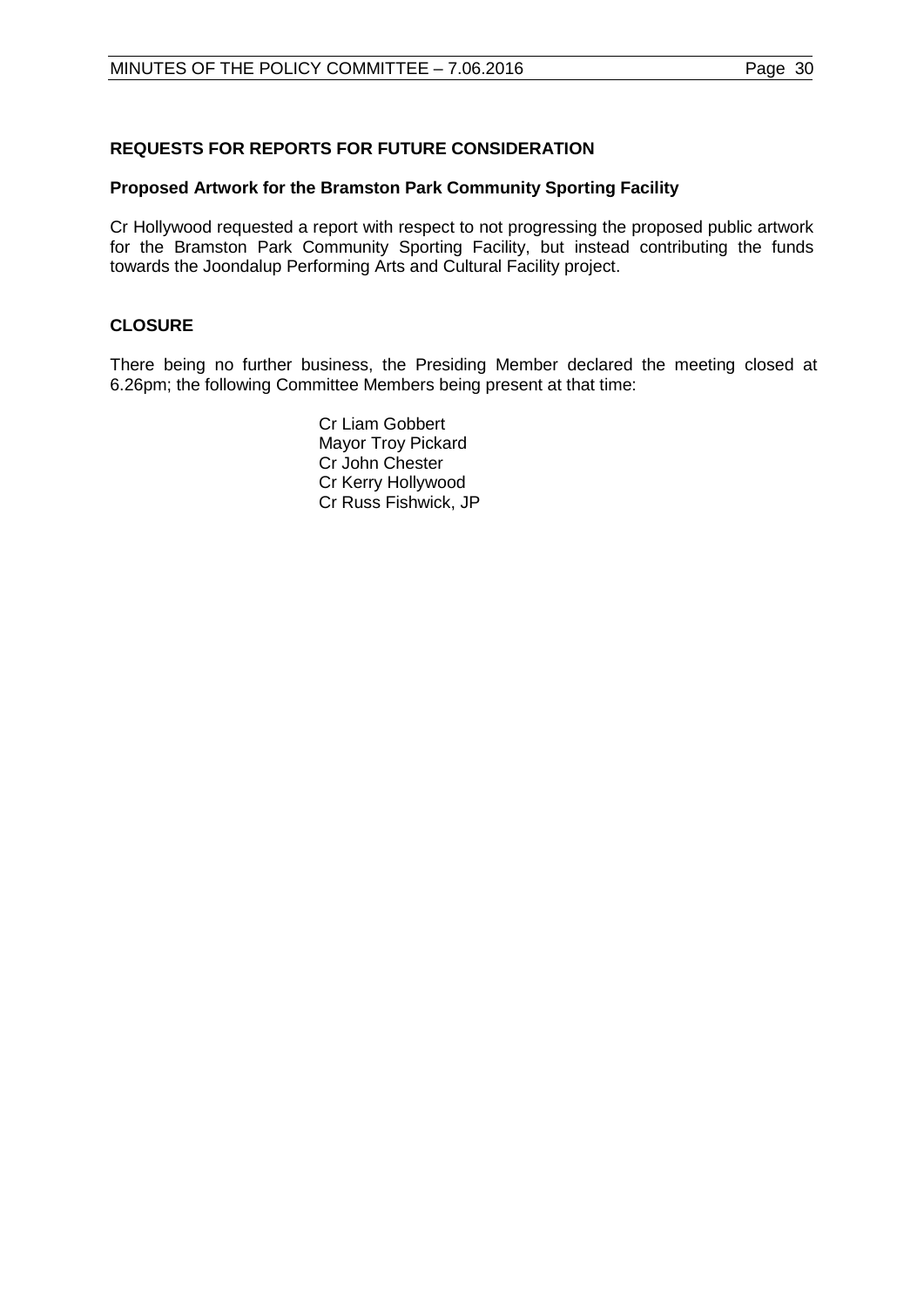## REQUESTS FOR REPORTS FOR FUTURE CONSIDERATION

### Proposed Artwork for the Bramston Park Community Sporting Facility

Cr Hollywood requested a report with respect to not progressing the proposed public artwork for the Bramston Park Community Sporting Facility, but instead contributing the funds towards the Joondalup Performing Arts and Cultural Facility project.

## CLOSURE

There being no further business, the Presiding Member declared the meeting closed at 6.26pm; the following Committee Members being present at that time:

Cr Liam Gobbert
Mayor Troy Pickard
Cr John Chester
Cr Kerry Hollywood
Cr Russ Fishwick, JP